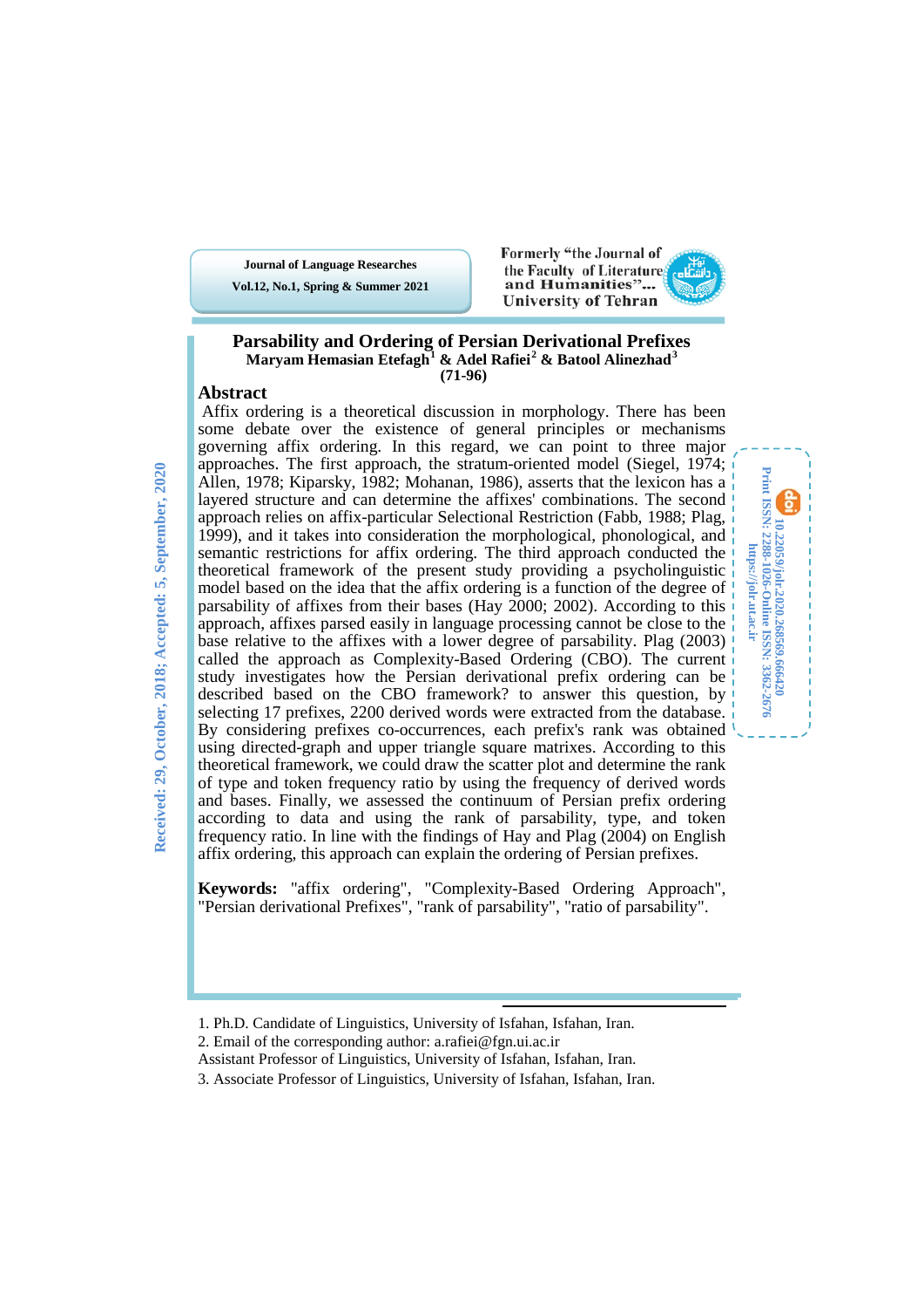# Parsability and Ordering of Persian Derivational Prefixes

**Maryam Hemasian Etefagh[1] & Adel Rafiei[2] & Batool Alinezhad[3]**

**(71-96)**

Received: 29, October, 2018; Accepted: 5, September, 2020

## Abstract

Affix ordering is a theoretical discussion in morphology. There has been some debate over the existence of general principles or mechanisms governing affix ordering. In this regard, we can point to three major approaches. The first approach, the stratum-oriented model (Siegel, 1974; Allen, 1978; Kiparsky, 1982; Mohanan, 1986), asserts that the lexicon has a layered structure and can determine the affixes' combinations. The second approach relies on affix-particular Selectional Restriction (Fabb, 1988; Plag, 1999), and it takes into consideration the morphological, phonological, and semantic restrictions for affix ordering. The third approach conducted the theoretical framework of the present study providing a psycholinguistic model based on the idea that the affix ordering is a function of the degree of parsability of affixes from their bases (Hay 2000; 2002). According to this approach, affixes parsed easily in language processing cannot be close to the base relative to the affixes with a lower degree of parsability. Plag (2003) called the approach as Complexity-Based Ordering (CBO). The current study investigates how the Persian derivational prefix ordering can be described based on the CBO framework? to answer this question, by selecting 17 prefixes, 2200 derived words were extracted from the database. By considering prefixes co-occurrences, each prefix's rank was obtained using directed-graph and upper triangle square matrices. According to this theoretical framework, we could draw the scatter plot and determine the rank of type and token frequency ratio by using the frequency of derived words and bases. Finally, we assessed the continuum of Persian prefix ordering according to data and using the rank of parsability, type, and token frequency ratio. In line with the findings of Hay and Plag (2004) on English affix ordering, this approach can explain the ordering of Persian prefixes.

**Keywords:** "affix ordering", "Complexity-Based Ordering Approach", "Persian derivational Prefixes", "rank of parsability", "ratio of parsability".

10.22059/jolr.2020.268569.666420
Print ISSN: 2288-1026-Online ISSN: 3362-2676
https://jolr.ut.ac.ir

---

1. Ph.D. Candidate of Linguistics, University of Isfahan, Isfahan, Iran.
2. Email of the corresponding author: a.rafiei@fgn.ui.ac.ir
Assistant Professor of Linguistics, University of Isfahan, Isfahan, Iran.
3. Associate Professor of Linguistics, University of Isfahan, Isfahan, Iran.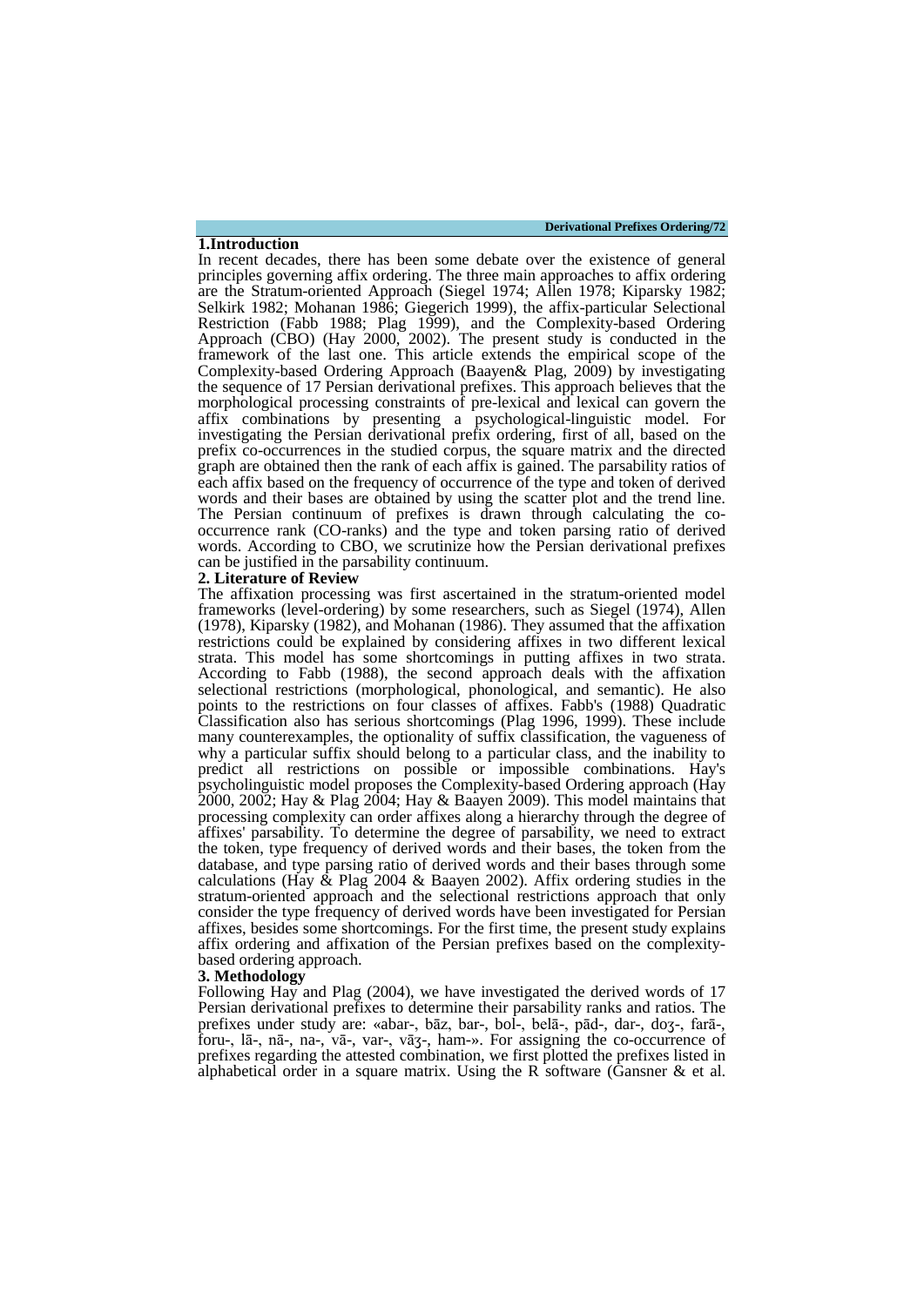## 1.Introduction

In recent decades, there has been some debate over the existence of general principles governing affix ordering. The three main approaches to affix ordering are the Stratum-oriented Approach (Siegel 1974; Allen 1978; Kiparsky 1982; Selkirk 1982; Mohanan 1986; Giegerich 1999), the affix-particular Selectional Restriction (Fabb 1988; Plag 1999), and the Complexity-based Ordering Approach (CBO) (Hay 2000, 2002). The present study is conducted in the framework of the last one. This article extends the empirical scope of the Complexity-based Ordering Approach (Baayen& Plag, 2009) by investigating the sequence of 17 Persian derivational prefixes. This approach believes that the morphological processing constraints of pre-lexical and lexical can govern the affix combinations by presenting a psychological-linguistic model. For investigating the Persian derivational prefix ordering, first of all, based on the prefix co-occurrences in the studied corpus, the square matrix and the directed graph are obtained then the rank of each affix is gained. The parsability ratios of each affix based on the frequency of occurrence of the type and token of derived words and their bases are obtained by using the scatter plot and the trend line. The Persian continuum of prefixes is drawn through calculating the co-occurrence rank (CO-ranks) and the type and token parsing ratio of derived words. According to CBO, we scrutinize how the Persian derivational prefixes can be justified in the parsability continuum.

## 2. Literature of Review

The affixation processing was first ascertained in the stratum-oriented model frameworks (level-ordering) by some researchers, such as Siegel (1974), Allen (1978), Kiparsky (1982), and Mohanan (1986). They assumed that the affixation restrictions could be explained by considering affixes in two different lexical strata. This model has some shortcomings in putting affixes in two strata. According to Fabb (1988), the second approach deals with the affixation selectional restrictions (morphological, phonological, and semantic). He also points to the restrictions on four classes of affixes. Fabb's (1988) Quadratic Classification also has serious shortcomings (Plag 1996, 1999). These include many counterexamples, the optionality of suffix classification, the vagueness of why a particular suffix should belong to a particular class, and the inability to predict all restrictions on possible or impossible combinations. Hay's psycholinguistic model proposes the Complexity-based Ordering approach (Hay 2000, 2002; Hay & Plag 2004; Hay & Baayen 2009). This model maintains that processing complexity can order affixes along a hierarchy through the degree of affixes' parsability. To determine the degree of parsability, we need to extract the token, type frequency of derived words and their bases, the token from the database, and type parsing ratio of derived words and their bases through some calculations (Hay & Plag 2004 & Baayen 2002). Affix ordering studies in the stratum-oriented approach and the selectional restrictions approach that only consider the type frequency of derived words have been investigated for Persian affixes, besides some shortcomings. For the first time, the present study explains affix ordering and affixation of the Persian prefixes based on the complexity-based ordering approach.

## 3. Methodology

Following Hay and Plag (2004), we have investigated the derived words of 17 Persian derivational prefixes to determine their parsability ranks and ratios. The prefixes under study are: «abar-, bāz, bar-, bol-, belā-, pād-, dar-, doʒ-, farā-, foru-, lā-, nā-, na-, vā-, var-, vāʒ-, ham-». For assigning the co-occurrence of prefixes regarding the attested combination, we first plotted the prefixes listed in alphabetical order in a square matrix. Using the R software (Gansner & et al.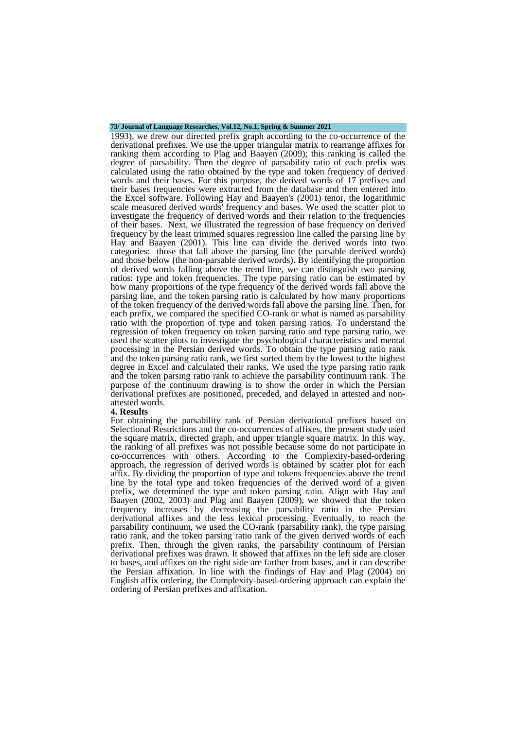1993), we drew our directed prefix graph according to the co-occurrence of the derivational prefixes. We use the upper triangular matrix to rearrange affixes for ranking them according to Plag and Baayen (2009); this ranking is called the degree of parsability. Then the degree of parsability ratio of each prefix was calculated using the ratio obtained by the type and token frequency of derived words and their bases. For this purpose, the derived words of 17 prefixes and their bases frequencies were extracted from the database and then entered into the Excel software. Following Hay and Baayen's (2001) tenor, the logarithmic scale measured derived words' frequency and bases. We used the scatter plot to investigate the frequency of derived words and their relation to the frequencies of their bases. Next, we illustrated the regression of base frequency on derived frequency by the least trimmed squares regression line called the parsing line by Hay and Baayen (2001). This line can divide the derived words into two categories: those that fall above the parsing line (the parsable derived words) and those below (the non-parsable derived words). By identifying the proportion of derived words falling above the trend line, we can distinguish two parsing ratios: type and token frequencies. The type parsing ratio can be estimated by how many proportions of the type frequency of the derived words fall above the parsing line, and the token parsing ratio is calculated by how many proportions of the token frequency of the derived words fall above the parsing line. Then, for each prefix, we compared the specified CO-rank or what is named as parsability ratio with the proportion of type and token parsing ratios. To understand the regression of token frequency on token parsing ratio and type parsing ratio, we used the scatter plots to investigate the psychological characteristics and mental processing in the Persian derived words. To obtain the type parsing ratio rank and the token parsing ratio rank, we first sorted them by the lowest to the highest degree in Excel and calculated their ranks. We used the type parsing ratio rank and the token parsing ratio rank to achieve the parsability continuum rank. The purpose of the continuum drawing is to show the order in which the Persian derivational prefixes are positioned, preceded, and delayed in attested and non-attested words.

**4. Results**

For obtaining the parsability rank of Persian derivational prefixes based on Selectional Restrictions and the co-occurrences of affixes, the present study used the square matrix, directed graph, and upper triangle square matrix. In this way, the ranking of all prefixes was not possible because some do not participate in co-occurrences with others. According to the Complexity-based-ordering approach, the regression of derived words is obtained by scatter plot for each affix. By dividing the proportion of type and tokens frequencies above the trend line by the total type and token frequencies of the derived word of a given prefix, we determined the type and token parsing ratio. Align with Hay and Baayen (2002, 2003) and Plag and Baayen (2009), we showed that the token frequency increases by decreasing the parsability ratio in the Persian derivational affixes and the less lexical processing. Eventually, to reach the parsability continuum, we used the CO-rank (parsability rank), the type parsing ratio rank, and the token parsing ratio rank of the given derived words of each prefix. Then, through the given ranks, the parsability continuum of Persian derivational prefixes was drawn. It showed that affixes on the left side are closer to bases, and affixes on the right side are farther from bases, and it can describe the Persian affixation. In line with the findings of Hay and Plag (2004) on English affix ordering, the Complexity-based-ordering approach can explain the ordering of Persian prefixes and affixation.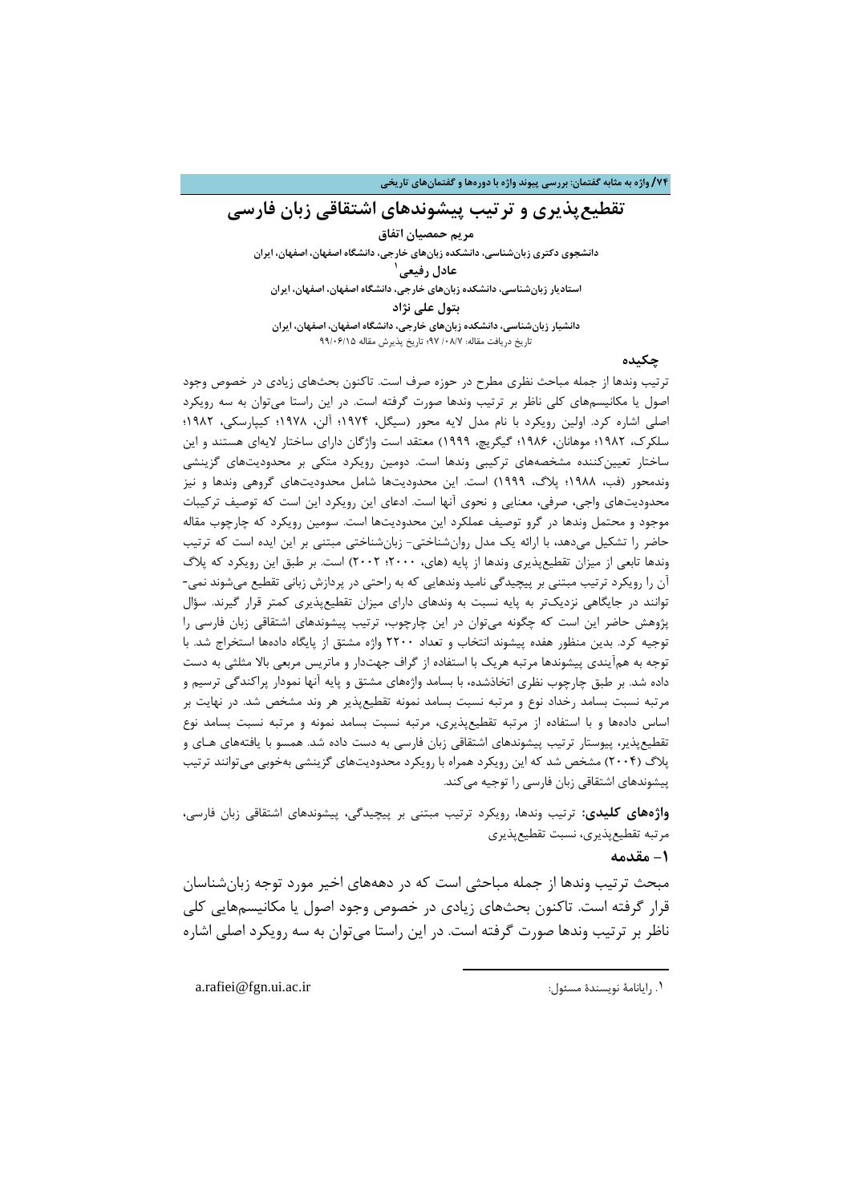# تقطیع‌پذیری و ترتیب پیشوندهای اشتقاقی زبان فارسی

**مریم حمصیان اتفاق**

**دانشجوی دکتری زبان‌شناسی، دانشکده زبان‌های خارجی، دانشگاه اصفهان، اصفهان، ایران**

**عادل رفیعی[1]**

**استادیار زبان‌شناسی، دانشکده زبان‌های خارجی، دانشگاه اصفهان، اصفهان، ایران**

**بتول علی نژاد**

**دانشیار زبان‌شناسی، دانشکده زبان‌های خارجی، دانشگاه اصفهان، اصفهان، ایران**

تاریخ دریافت مقاله: ۹۷/۰۸/۷؛ تاریخ پذیرش مقاله ۹۹/۰۶/۱۵

## چکیده

ترتیب وندها از جمله مباحث نظری مطرح در حوزه صرف است. تاکنون بحث‌های زیادی در خصوص وجود اصول یا مکانیسم‌های کلی ناظر بر ترتیب وندها صورت گرفته است. در این راستا می‌توان به سه رویکرد اصلی اشاره کرد. اولین رویکرد با نام مدل لایه محور (سیگل، ۱۹۷۴؛ آلن، ۱۹۷۸؛ کیپارسکی، ۱۹۸۲؛ سلکرک، ۱۹۸۲؛ موهانان، ۱۹۸۶؛ گیگریچ، ۱۹۹۹) معتقد است واژگان دارای ساختار لایه‌ای هستند و این ساختار تعیین‌کننده مشخصه‌های ترکیبی وندها است. دومین رویکرد متکی بر محدودیت‌های گزینشی وندمحور (فب، ۱۹۸۸؛ پلاگ، ۱۹۹۹) است. این محدودیت‌ها شامل محدودیت‌های گروهی وندها و نیز محدودیت‌های واجی، صرفی، معنایی و نحوی آنها است. ادعای این رویکرد این است که توصیف ترکیبات موجود و محتمل وندها در گرو توصیف عملکرد این محدودیت‌ها است. سومین رویکرد که چارچوب مقاله حاضر را تشکیل می‌دهد، با ارائه یک مدل روان‌شناختی- زبان‌شناختی مبتنی بر این ایده است که ترتیب وندها تابعی از میزان تقطیع‌پذیری وندها از پایه (های، ۲۰۰۰؛ ۲۰۰۲) است. بر طبق این رویکرد که پلاگ آن را رویکرد ترتیب مبتنی بر پیچیدگی نامید وندهایی که به راحتی در پردازش زبانی تقطیع می‌شوند نمی‌توانند در جایگاهی نزدیک‌تر به پایه نسبت به وندهای دارای میزان تقطیع‌پذیری کمتر قرار گیرند. سؤال پژوهش حاضر این است که چگونه می‌توان در این چارچوب، ترتیب پیشوندهای اشتقاقی زبان فارسی را توجیه کرد. بدین منظور هفده پیشوند انتخاب و تعداد ۲۲۰۰ واژه مشتق از پایگاه داده‌ها استخراج شد. با توجه به هم‌آیندی پیشوندها مرتبه هریک با استفاده از گراف جهت‌دار و ماتریس مربعی بالا مثلثی به دست داده شد. بر طبق چارچوب نظری اتخاذشده، با بسامد واژه‌های مشتق و پایه آنها نمودار پراکندگی ترسیم و مرتبه نسبت بسامد رخداد نوع و مرتبه نسبت بسامد نمونه تقطیع‌پذیر هر وند مشخص شد. در نهایت بر اساس داده‌ها و با استفاده از مرتبه تقطیع‌پذیری، مرتبه نسبت بسامد نمونه و مرتبه نسبت بسامد نوع تقطیع‌پذیر، پیوستار ترتیب پیشوندهای اشتقاقی زبان فارسی به دست داده شد. همسو با یافته‌های های و پلاگ (۲۰۰۴) مشخص شد که این رویکرد همراه با رویکرد محدودیت‌های گزینشی به‌خوبی می‌توانند ترتیب پیشوندهای اشتقاقی زبان فارسی را توجیه می‌کند.

**واژه‌های کلیدی:** ترتیب وندها، رویکرد ترتیب مبتنی بر پیچیدگی، پیشوندهای اشتقاقی زبان فارسی، مرتبه تقطیع‌پذیری، نسبت تقطیع‌پذیری

## ۱- مقدمه

مبحث ترتیب وندها از جمله مباحثی است که در دهه‌های اخیر مورد توجه زبان‌شناسان قرار گرفته است. تاکنون بحث‌های زیادی در خصوص وجود اصول یا مکانیسم‌هایی کلی ناظر بر ترتیب وندها صورت گرفته است. در این راستا می‌توان به سه رویکرد اصلی اشاره

---

[1]. رایانامهٔ نویسندهٔ مسئول: a.rafiei@fgn.ui.ac.ir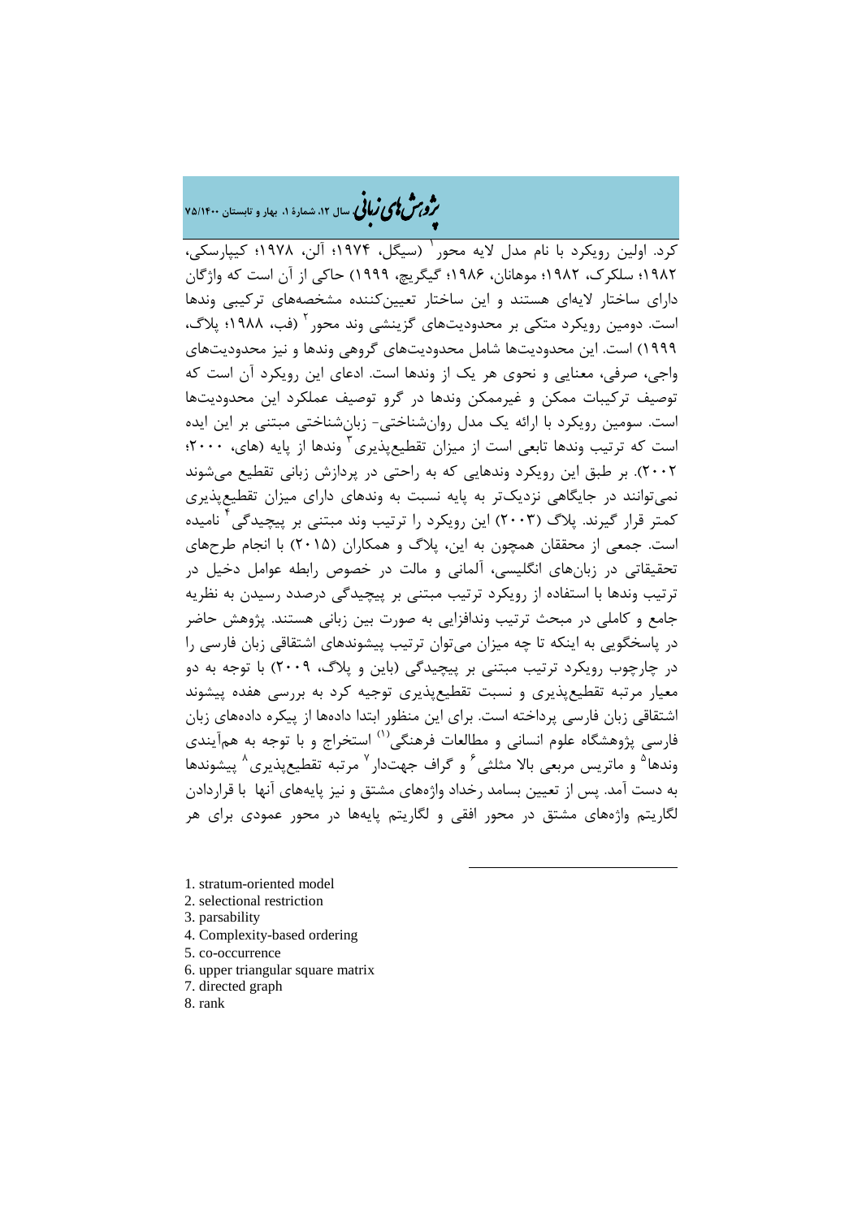کرد. اولین رویکرد با نام مدل لایه محور[1] (سیگل، ۱۹۷۴؛ آلن، ۱۹۷۸؛ کیپارسکی، ۱۹۸۲؛ سلکرک، ۱۹۸۲؛ موهانان، ۱۹۸۶؛ گیگریچ، ۱۹۹۹) حاکی از آن است که واژگان دارای ساختار لایه‌ای هستند و این ساختار تعیین‌کننده مشخصه‌های ترکیبی وندها است. دومین رویکرد متکی بر محدودیت‌های گزینشی وند محور[2] (فب، ۱۹۸۸؛ پلاگ، ۱۹۹۹) است. این محدودیت‌ها شامل محدودیت‌های گروهی وندها و نیز محدودیت‌های واجی، صرفی، معنایی و نحوی هر یک از وندها است. ادعای این رویکرد آن است که توصیف ترکیبات ممکن و غیرممکن وندها در گرو توصیف عملکرد این محدودیت‌ها است. سومین رویکرد با ارائه یک مدل روان‌شناختی- زبان‌شناختی مبتنی بر این ایده است که ترتیب وندها تابعی است از میزان تقطیع‌پذیری[3] وندها از پایه (های، ۲۰۰۰؛ ۲۰۰۲). بر طبق این رویکرد وندهایی که به راحتی در پردازش زبانی تقطیع می‌شوند نمی‌توانند در جایگاهی نزدیک‌تر به پایه نسبت به وندهای دارای میزان تقطیع‌پذیری کمتر قرار گیرند. پلاگ (۲۰۰۳) این رویکرد را ترتیب وند مبتنی بر پیچیدگی[4] نامیده است. جمعی از محققان همچون به این، پلاگ و همکاران (۲۰۱۵) با انجام طرح‌های تحقیقاتی در زبان‌های انگلیسی، آلمانی و مالت در خصوص رابطه عوامل دخیل در ترتیب وندها با استفاده از رویکرد ترتیب مبتنی بر پیچیدگی درصدد رسیدن به نظریه جامع و کاملی در مبحث ترتیب وندافزایی به صورت بین زبانی هستند. پژوهش حاضر در پاسخگویی به اینکه تا چه میزان می‌توان ترتیب پیشوندهای اشتقاقی زبان فارسی را در چارچوب رویکرد ترتیب مبتنی بر پیچیدگی (باین و پلاگ، ۲۰۰۹) با توجه به دو معیار مرتبه تقطیع‌پذیری و نسبت تقطیع‌پذیری توجیه کرد به بررسی هفده پیشوند اشتقاقی زبان فارسی پرداخته است. برای این منظور ابتدا داده‌ها از پیکره داده‌های زبان فارسی پژوهشگاه علوم انسانی و مطالعات فرهنگی(۱) استخراج و با توجه به هم‌آیندی وندها[5] و ماتریس مربعی بالا مثلثی[6] و گراف جهت‌دار[7] مرتبه تقطیع‌پذیری[8] پیشوندها به دست آمد. پس از تعیین بسامد رخداد واژه‌های مشتق و نیز پایه‌های آنها با قراردادن لگاریتم واژه‌های مشتق در محور افقی و لگاریتم پایه‌ها در محور عمودی برای هر

---

1. stratum-oriented model
2. selectional restriction
3. parsability
4. Complexity-based ordering
5. co-occurrence
6. upper triangular square matrix
7. directed graph
8. rank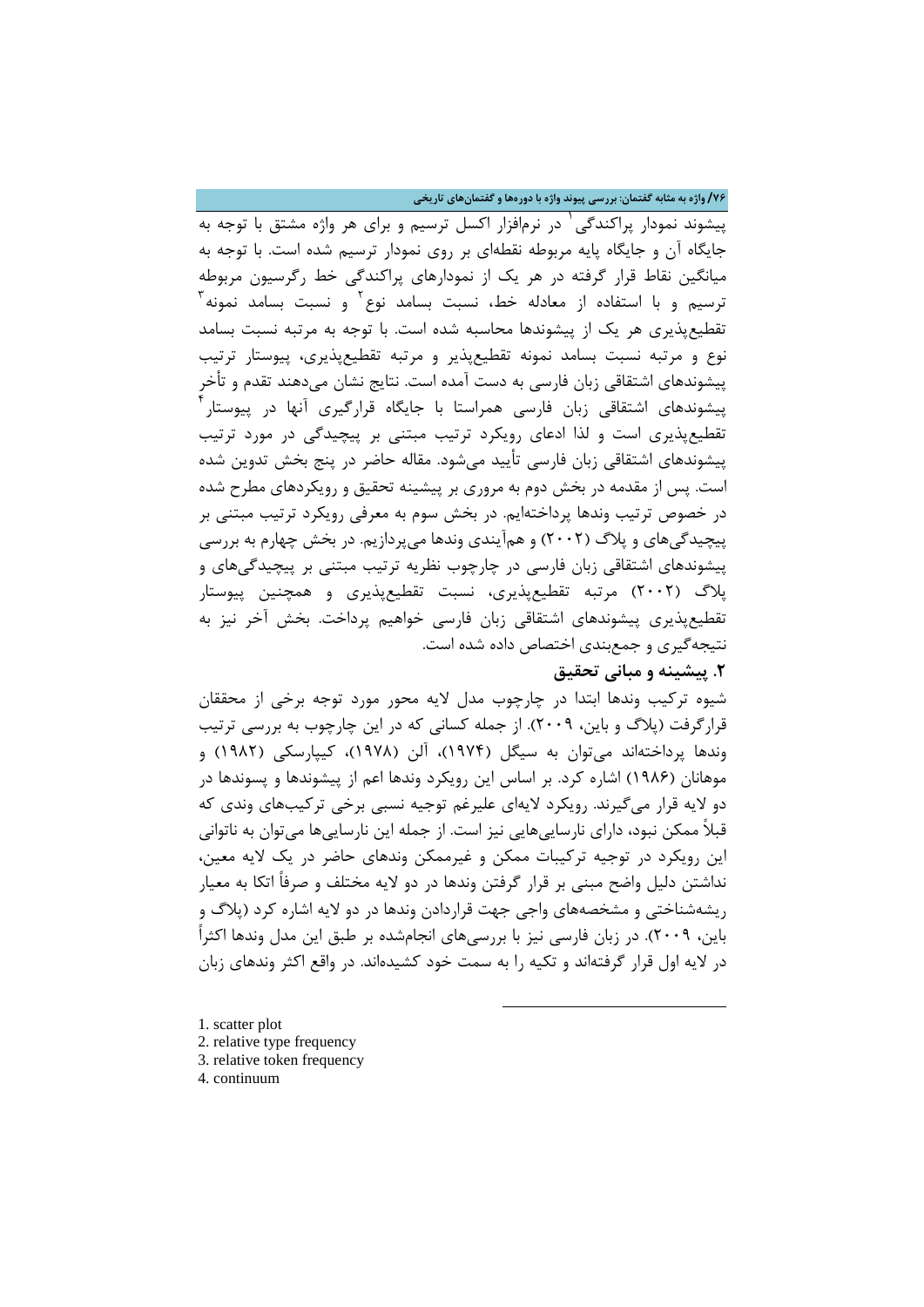پیشوند نمودار پراکندگی[1] در نرم‌افزار اکسل ترسیم و برای هر واژه مشتق با توجه به جایگاه آن و جایگاه پایه مربوطه نقطه‌ای بر روی نمودار ترسیم شده است. با توجه به میانگین نقاط قرار گرفته در هر یک از نمودارهای پراکندگی خط رگرسیون مربوطه ترسیم و با استفاده از معادله خط، نسبت بسامد نوع[2] و نسبت بسامد نمونه[3] تقطیع‌پذیری هر یک از پیشوندها محاسبه شده است. با توجه به مرتبه نسبت بسامد نوع و مرتبه نسبت بسامد نمونه تقطیع‌پذیر و مرتبه تقطیع‌پذیری، پیوستار ترتیب پیشوندهای اشتقاقی زبان فارسی به دست آمده است. نتایج نشان می‌دهند تقدم و تأخر پیشوندهای اشتقاقی زبان فارسی همراستا با جایگاه قرارگیری آنها در پیوستار[4] تقطیع‌پذیری است و لذا ادعای رویکرد ترتیب مبتنی بر پیچیدگی در مورد ترتیب پیشوندهای اشتقاقی زبان فارسی تأیید می‌شود. مقاله حاضر در پنج بخش تدوین شده است. پس از مقدمه در بخش دوم به مروری بر پیشینه تحقیق و رویکردهای مطرح شده در خصوص ترتیب وندها پرداخته‌ایم. در بخش سوم به معرفی رویکرد ترتیب مبتنی بر پیچیدگی‌های و پلاگ (۲۰۰۲) و هم‌آیندی وندها می‌پردازیم. در بخش چهارم به بررسی پیشوندهای اشتقاقی زبان فارسی در چارچوب نظریه ترتیب مبتنی بر پیچیدگی‌های و پلاگ (۲۰۰۲) مرتبه تقطیع‌پذیری، نسبت تقطیع‌پذیری و همچنین پیوستار تقطیع‌پذیری پیشوندهای اشتقاقی زبان فارسی خواهیم پرداخت. بخش آخر نیز به نتیجه‌گیری و جمع‌بندی اختصاص داده شده است.

## ۲. پیشینه و مبانی تحقیق

شیوه ترکیب وندها ابتدا در چارچوب مدل لایه محور مورد توجه برخی از محققان قرارگرفت (پلاگ و باین، ۲۰۰۹). از جمله کسانی که در این چارچوب به بررسی ترتیب وندها پرداخته‌اند می‌توان به سیگل (۱۹۷۴)، آلن (۱۹۷۸)، کیپارسکی (۱۹۸۲) و موهانان (۱۹۸۶) اشاره کرد. بر اساس این رویکرد وندها اعم از پیشوندها و پسوندها در دو لایه قرار می‌گیرند. رویکرد لایه‌ای علیرغم توجیه نسبی برخی ترکیب‌های وندی که قبلاً ممکن نبود، دارای نارسایی‌هایی نیز است. از جمله این نارسایی‌ها می‌توان به ناتوانی این رویکرد در توجیه ترکیبات ممکن و غیرممکن وندهای حاضر در یک لایه معین، نداشتن دلیل واضح مبنی بر قرار گرفتن وندها در دو لایه مختلف و صرفاً اتکا به معیار ریشه‌شناختی و مشخصه‌های واجی جهت قراردادن وندها در دو لایه اشاره کرد (پلاگ و باین، ۲۰۰۹). در زبان فارسی نیز با بررسی‌های انجام‌شده بر طبق این مدل وندها اکثراً در لایه اول قرار گرفته‌اند و تکیه را به سمت خود کشیده‌اند. در واقع اکثر وندهای زبان

---

1. scatter plot
2. relative type frequency
3. relative token frequency
4. continuum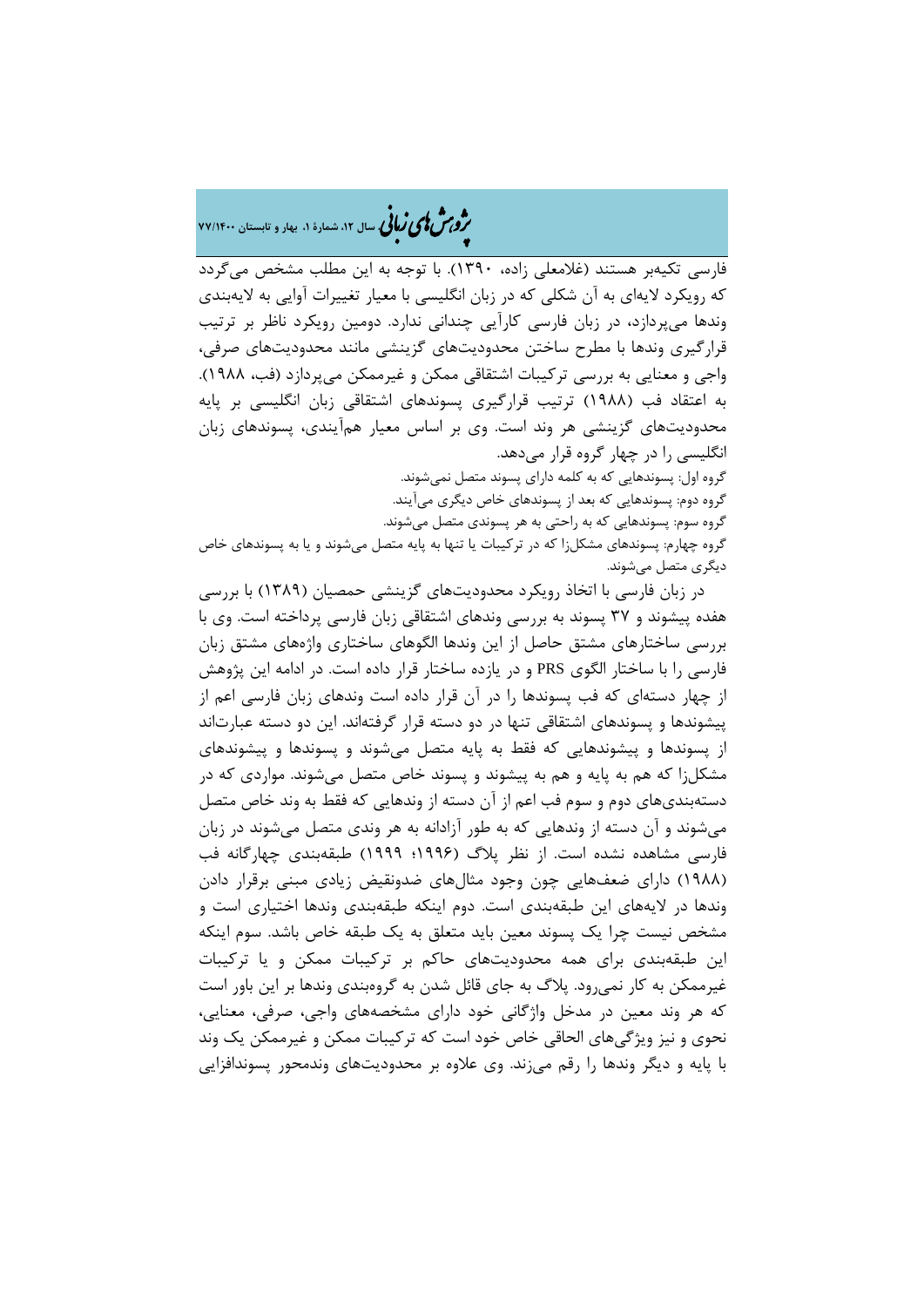فارسی تکیه‌بر هستند (غلامعلی زاده، ۱۳۹۰). با توجه به این مطلب مشخص می‌گردد که رویکرد لایه‌ای به آن شکلی که در زبان انگلیسی با معیار تغییرات آوایی به لایه‌بندی وندها می‌پردازد، در زبان فارسی کارآیی چندانی ندارد. دومین رویکرد ناظر بر ترتیب قرارگیری وندها با مطرح ساختن محدودیت‌های گزینشی مانند محدودیت‌های صرفی، واجی و معنایی به بررسی ترکیبات اشتقاقی ممکن و غیرممکن می‌پردازد (فب، ۱۹۸۸). به اعتقاد فب (۱۹۸۸) ترتیب قرارگیری پسوندهای اشتقاقی زبان انگلیسی بر پایه محدودیت‌های گزینشی هر وند است. وی بر اساس معیار هم‌آیندی، پسوندهای زبان انگلیسی را در چهار گروه قرار می‌دهد.

گروه اول: پسوندهایی که به کلمه دارای پسوند متصل نمی‌شوند.

گروه دوم: پسوندهایی که بعد از پسوندهای خاص دیگری می‌آیند.

گروه سوم: پسوندهایی که به راحتی به هر پسوندی متصل می‌شوند.

گروه چهارم: پسوندهای مشکل‌زا که در ترکیبات یا تنها به پایه متصل می‌شوند و یا به پسوندهای خاص دیگری متصل می‌شوند.

در زبان فارسی با اتخاذ رویکرد محدودیت‌های گزینشی حمصیان (۱۳۸۹) با بررسی هفده پیشوند و ۳۷ پسوند به بررسی وندهای اشتقاقی زبان فارسی پرداخته است. وی با بررسی ساختارهای مشتق حاصل از این وندها الگوهای ساختاری واژه‌های مشتق زبان فارسی را با ساختار الگوی PRS و در یازده ساختار قرار داده است. در ادامه این پژوهش از چهار دسته‌ای که فب پسوندها را در آن قرار داده است وندهای زبان فارسی اعم از پیشوندها و پسوندهای اشتقاقی تنها در دو دسته قرار گرفته‌اند. این دو دسته عبارت‌اند از پسوندها و پیشوندهایی که فقط به پایه متصل می‌شوند و پسوندها و پیشوندهای مشکل‌زا که هم به پایه و هم به پیشوند و پسوند خاص متصل می‌شوند. مواردی که در دسته‌بندی‌های دوم و سوم فب اعم از آن دسته از وندهایی که فقط به وند خاص متصل می‌شوند و آن دسته از وندهایی که به طور آزادانه به هر وندی متصل می‌شوند در زبان فارسی مشاهده نشده است. از نظر پلاگ (۱۹۹۶؛ ۱۹۹۹) طبقه‌بندی چهارگانه فب (۱۹۸۸) دارای ضعف‌هایی چون وجود مثال‌های ضدونقیض زیادی مبنی برقرار دادن وندها در لایه‌های این طبقه‌بندی است. دوم اینکه طبقه‌بندی وندها اختیاری است و مشخص نیست چرا یک پسوند معین باید متعلق به یک طبقه خاص باشد. سوم اینکه این طبقه‌بندی برای همه محدودیت‌های حاکم بر ترکیبات ممکن و یا ترکیبات غیرممکن به کار نمی‌رود. پلاگ به جای قائل شدن به گروه‌بندی وندها بر این باور است که هر وند معین در مدخل واژگانی خود دارای مشخصه‌های واجی، صرفی، معنایی، نحوی و نیز ویژگی‌های الحاقی خاص خود است که ترکیبات ممکن و غیرممکن یک وند با پایه و دیگر وندها را رقم می‌زند. وی علاوه بر محدودیت‌های وندمحور پسوندافزایی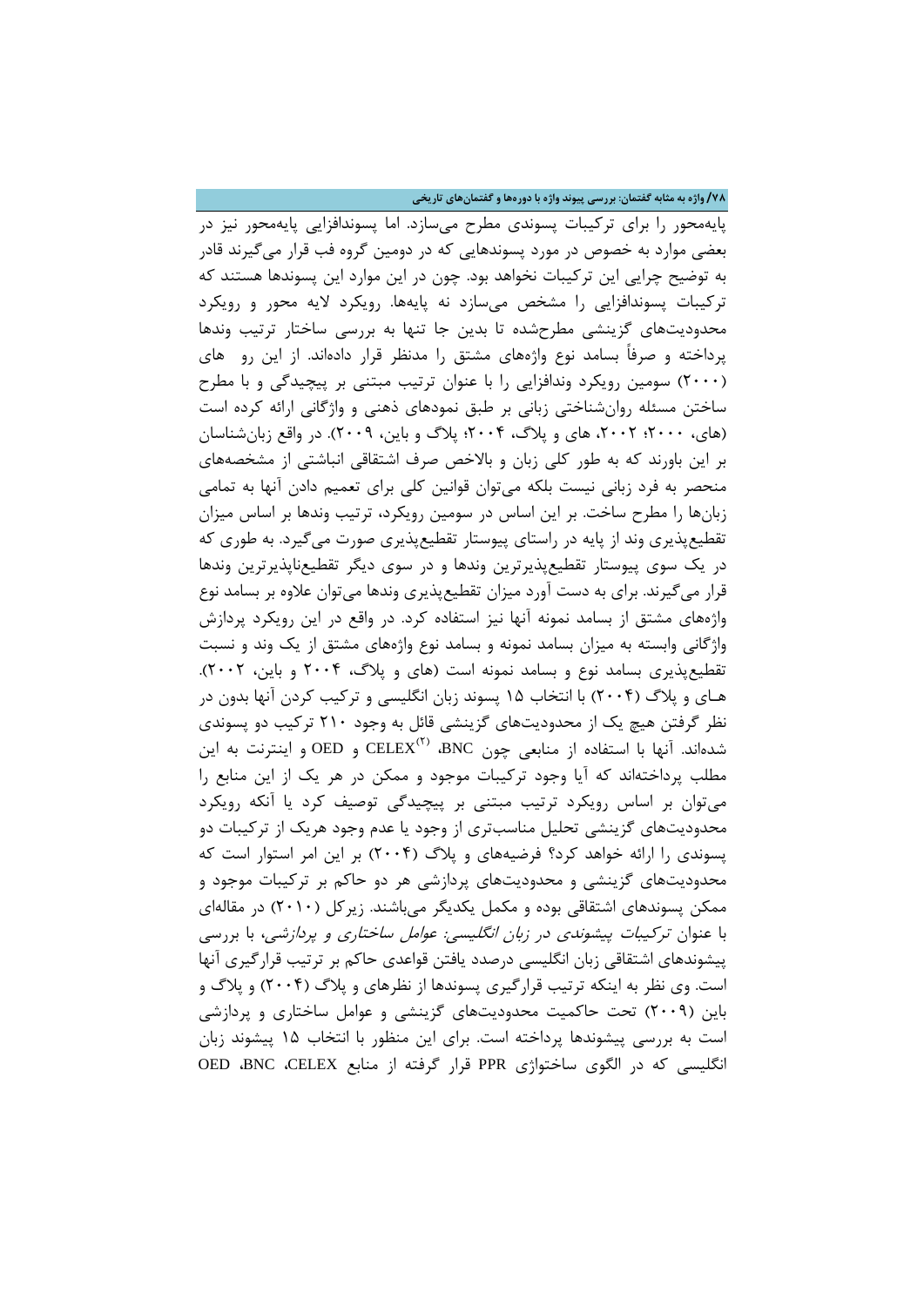پایه‌محور را برای ترکیبات پسوندی مطرح می‌سازد. اما پسوندافزایی پایه‌محور نیز در بعضی موارد به خصوص در مورد پسوندهایی که در دومین گروه فب قرار می‌گیرند قادر به توضیح چرایی این ترکیبات نخواهد بود. چون در این موارد این پسوندها هستند که ترکیبات پسوندافزایی را مشخص می‌سازد نه پایه‌ها. رویکرد لایه محور و رویکرد محدودیت‌های گزینشی مطرح‌شده تا بدین جا تنها به بررسی ساختار ترتیب وندها پرداخته و صرفاً بسامد نوع واژه‌های مشتق را مدنظر قرار داده‌اند. از این رو های (۲۰۰۰) سومین رویکرد وندافزایی را با عنوان ترتیب مبتنی بر پیچیدگی و با مطرح ساختن مسئله روان‌شناختی زبانی بر طبق نمودهای ذهنی و واژگانی ارائه کرده است (های، ۲۰۰۰؛ ۲۰۰۲، های و پلاگ، ۲۰۰۴؛ پلاگ و باین، ۲۰۰۹). در واقع زبان‌شناسان بر این باورند که به طور کلی زبان و بالاخص صرف اشتقاقی انباشتی از مشخصه‌های منحصر به فرد زبانی نیست بلکه می‌توان قوانین کلی برای تعمیم دادن آنها به تمامی زبان‌ها را مطرح ساخت. بر این اساس در سومین رویکرد، ترتیب وندها بر اساس میزان تقطیع‌پذیری وند از پایه در راستای پیوستار تقطیع‌پذیری صورت می‌گیرد. به طوری که در یک سوی پیوستار تقطیع‌پذیرترین وندها و در سوی دیگر تقطیع‌ناپذیرترین وندها قرار می‌گیرند. برای به دست آورد میزان تقطیع‌پذیری وندها می‌توان علاوه بر بسامد نوع واژه‌های مشتق از بسامد نمونه آنها نیز استفاده کرد. در واقع در این رویکرد پردازش واژگانی وابسته به میزان بسامد نمونه و بسامد نوع واژه‌های مشتق از یک وند و نسبت تقطیع‌پذیری بسامد نوع و بسامد نمونه است (های و پلاگ، ۲۰۰۴ و باین، ۲۰۰۲). هـای و پلاگ (۲۰۰۴) با انتخاب ۱۵ پسوند زبان انگلیسی و ترکیب کردن آنها بدون در نظر گرفتن هیچ یک از محدودیت‌های گزینشی قائل به وجود ۲۱۰ ترکیب دو پسوندی شده‌اند. آنها با استفاده از منابعی چون BNC، CELEX[(۲)] و OED و اینترنت به این مطلب پرداخته‌اند که آیا وجود ترکیبات موجود و ممکن در هر یک از این منابع را می‌توان بر اساس رویکرد ترتیب مبتنی بر پیچیدگی توصیف کرد یا آنکه رویکرد محدودیت‌های گزینشی تحلیل مناسب‌تری از وجود یا عدم وجود هریک از ترکیبات دو پسوندی را ارائه خواهد کرد؟ فرضیه‌های و پلاگ (۲۰۰۴) بر این امر استوار است که محدودیت‌های گزینشی و محدودیت‌های پردازشی هر دو حاکم بر ترکیبات موجود و ممکن پسوندهای اشتقاقی بوده و مکمل یکدیگر می‌باشند. زیرکل (۲۰۱۰) در مقاله‌ای با عنوان *ترکیبات پیشوندی در زبان انگلیسی: عوامل ساختاری و پردازشی*، با بررسی پیشوندهای اشتقاقی زبان انگلیسی درصدد یافتن قواعدی حاکم بر ترتیب قرارگیری آنها است. وی نظر به اینکه ترتیب قرارگیری پسوندها از نظرهای و پلاگ (۲۰۰۴) و پلاگ و باین (۲۰۰۹) تحت حاکمیت محدودیت‌های گزینشی و عوامل ساختاری و پردازشی است به بررسی پیشوندها پرداخته است. برای این منظور با انتخاب ۱۵ پیشوند زبان انگلیسی که در الگوی ساختواژی PPR قرار گرفته از منابع CELEX، BNC، OED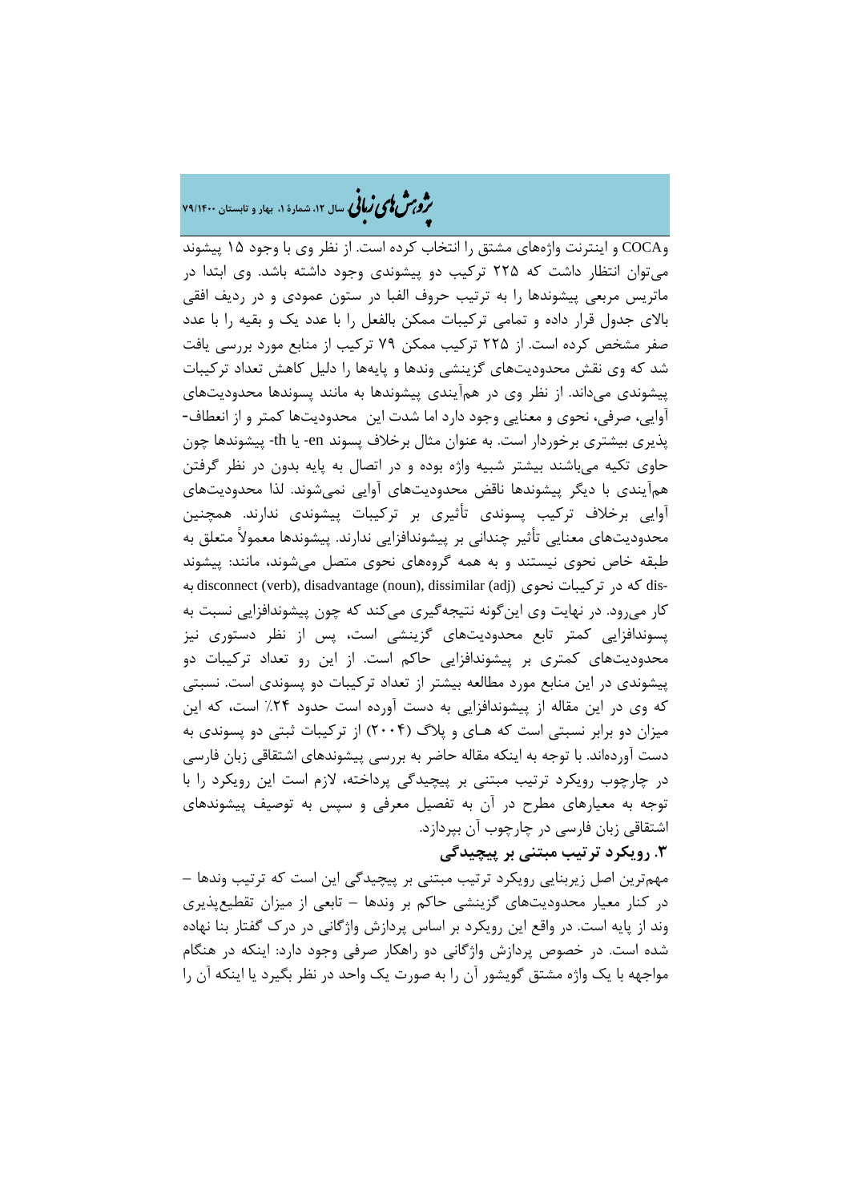وCOCA و اینترنت واژه‌های مشتق را انتخاب کرده است. از نظر وی با وجود ۱۵ پیشوند می‌توان انتظار داشت که ۲۲۵ ترکیب دو پیشوندی وجود داشته باشد. وی ابتدا در ماتریس مربعی پیشوندها را به ترتیب حروف الفبا در ستون عمودی و در ردیف افقی بالای جدول قرار داده و تمامی ترکیبات ممکن بالفعل را با عدد یک و بقیه را با عدد صفر مشخص کرده است. از ۲۲۵ ترکیب ممکن ۷۹ ترکیب از منابع مورد بررسی یافت شد که وی نقش محدودیت‌های گزینشی وندها و پایه‌ها را دلیل کاهش تعداد ترکیبات پیشوندی می‌داند. از نظر وی در هم‌آیندی پیشوندها به مانند پسوندها محدودیت‌های آوایی، صرفی، نحوی و معنایی وجود دارد اما شدت این محدودیت‌ها کمتر و از انعطاف-پذیری بیشتری برخوردار است. به عنوان مثال برخلاف پسوند en- یا th- پیشوندها چون حاوی تکیه می‌باشند بیشتر شبیه واژه بوده و در اتصال به پایه بدون در نظر گرفتن هم‌آیندی با دیگر پیشوندها ناقض محدودیت‌های آوایی نمی‌شوند. لذا محدودیت‌های آوایی برخلاف ترکیب پسوندی تأثیری بر ترکیبات پیشوندی ندارند. همچنین محدودیت‌های معنایی تأثیر چندانی بر پیشوندافزایی ندارند. پیشوندها معمولاً متعلق به طبقه خاص نحوی نیستند و به همه گروه‌های نحوی متصل می‌شوند، مانند: پیشوند dis- که در ترکیبات نحوی disconnect (verb), disadvantage (noun), dissimilar (adj) به کار می‌رود. در نهایت وی این‌گونه نتیجه‌گیری می‌کند که چون پیشوندافزایی نسبت به پسوندافزایی کمتر تابع محدودیت‌های گزینشی است، پس از نظر دستوری نیز محدودیت‌های کمتری بر پیشوندافزایی حاکم است. از این رو تعداد ترکیبات دو پیشوندی در این منابع مورد مطالعه بیشتر از تعداد ترکیبات دو پسوندی است. نسبتی که وی در این مقاله از پیشوندافزایی به دست آورده است حدود ۲۴٪ است، که این میزان دو برابر نسبتی است که هـای و پلاگ (۲۰۰۴) از ترکیبات ثبتی دو پسوندی به دست آورده‌اند. با توجه به اینکه مقاله حاضر به بررسی پیشوندهای اشتقاقی زبان فارسی در چارچوب رویکرد ترتیب مبتنی بر پیچیدگی پرداخته، لازم است این رویکرد را با توجه به معیارهای مطرح در آن به تفصیل معرفی و سپس به توصیف پیشوندهای اشتقاقی زبان فارسی در چارچوب آن بپردازد.

## ۳. رویکرد ترتیب مبتنی بر پیچیدگی

مهم‌ترین اصل زیربنایی رویکرد ترتیب مبتنی بر پیچیدگی این است که ترتیب وندها – در کنار معیار محدودیت‌های گزینشی حاکم بر وندها – تابعی از میزان تقطیع‌پذیری وند از پایه است. در واقع این رویکرد بر اساس پردازش واژگانی در درک گفتار بنا نهاده شده است. در خصوص پردازش واژگانی دو راهکار صرفی وجود دارد: اینکه در هنگام مواجهه با یک واژه مشتق گویشور آن را به صورت یک واحد در نظر بگیرد یا اینکه آن را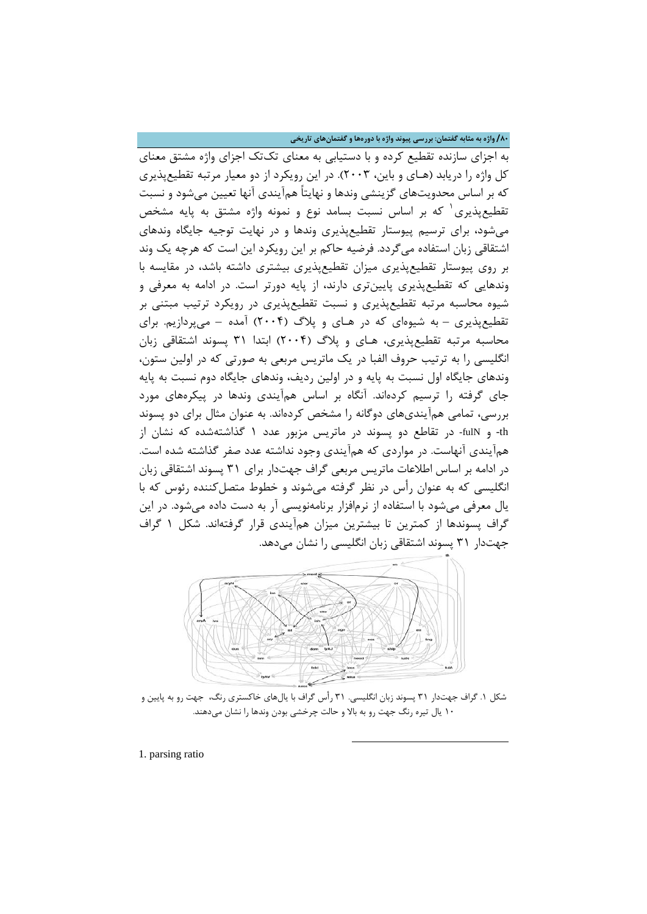به اجزای سازنده تقطیع کرده و با دستیابی به معنای تک‌تک اجزای واژه مشتق معنای کل واژه را دریابد (هـای و باین، ۲۰۰۳). در این رویکرد از دو معیار مرتبه تقطیع‌پذیری که بر اساس محدویت‌های گزینشی وندها و نهایتاً هم‌آیندی آنها تعیین می‌شود و نسبت تقطیع‌پذیری[1] که بر اساس نسبت بسامد نوع و نمونه واژه مشتق به پایه مشخص می‌شود، برای ترسیم پیوستار تقطیع‌پذیری وندها و در نهایت توجیه جایگاه وندهای اشتقاقی زبان استفاده می‌گردد. فرضیه حاکم بر این رویکرد این است که هرچه یک وند بر روی پیوستار تقطیع‌پذیری میزان تقطیع‌پذیری بیشتری داشته باشد، در مقایسه با وندهایی که تقطیع‌پذیری پایین‌تری دارند، از پایه دورتر است. در ادامه به معرفی و شیوه محاسبه مرتبه تقطیع‌پذیری و نسبت تقطیع‌پذیری در رویکرد ترتیب مبتنی بر تقطیع‌پذیری – به شیوه‌ای که در هـای و پلاگ (۲۰۰۴) آمده – می‌پردازیم. برای محاسبه مرتبه تقطیع‌پذیری، هـای و پلاگ (۲۰۰۴) ابتدا ۳۱ پسوند اشتقاقی زبان انگلیسی را به ترتیب حروف الفبا در یک ماتریس مربعی به صورتی که در اولین ستون، وندهای جایگاه اول نسبت به پایه و در اولین ردیف، وندهای جایگاه دوم نسبت به پایه جای گرفته را ترسیم کرده‌اند. آنگاه بر اساس هم‌آیندی وندها در پیکره‌های مورد بررسی، تمامی هم‌آیندی‌های دوگانه را مشخص کرده‌اند. به عنوان مثال برای دو پسوند th- و fulN- در تقاطع دو پسوند در ماتریس مزبور عدد ۱ گذاشته‌شده که نشان از هم‌آیندی آنهاست. در مواردی که هم‌آیندی وجود نداشته عدد صفر گذاشته شده است. در ادامه بر اساس اطلاعات ماتریس مربعی گراف جهت‌دار برای ۳۱ پسوند اشتقاقی زبان انگلیسی که به عنوان رأس در نظر گرفته می‌شوند و خطوط متصل‌کننده رئوس که با یال معرفی می‌شود با استفاده از نرم‌افزار برنامه‌نویسی آر به دست داده می‌شود. در این گراف پسوندها از کمترین تا بیشترین میزان هم‌آیندی قرار گرفته‌اند. شکل ۱ گراف جهت‌دار ۳۱ پسوند اشتقاقی زبان انگلیسی را نشان می‌دهد.

شکل ۱. گراف جهت‌دار ۳۱ پسوند زبان انگلیسی. ۳۱ رأس گراف با یال‌های خاکستری رنگ، جهت رو به پایین و ۱۰ یال تیره رنگ جهت رو به بالا و حالت چرخشی بودن وندها را نشان می‌دهند.

---

1. parsing ratio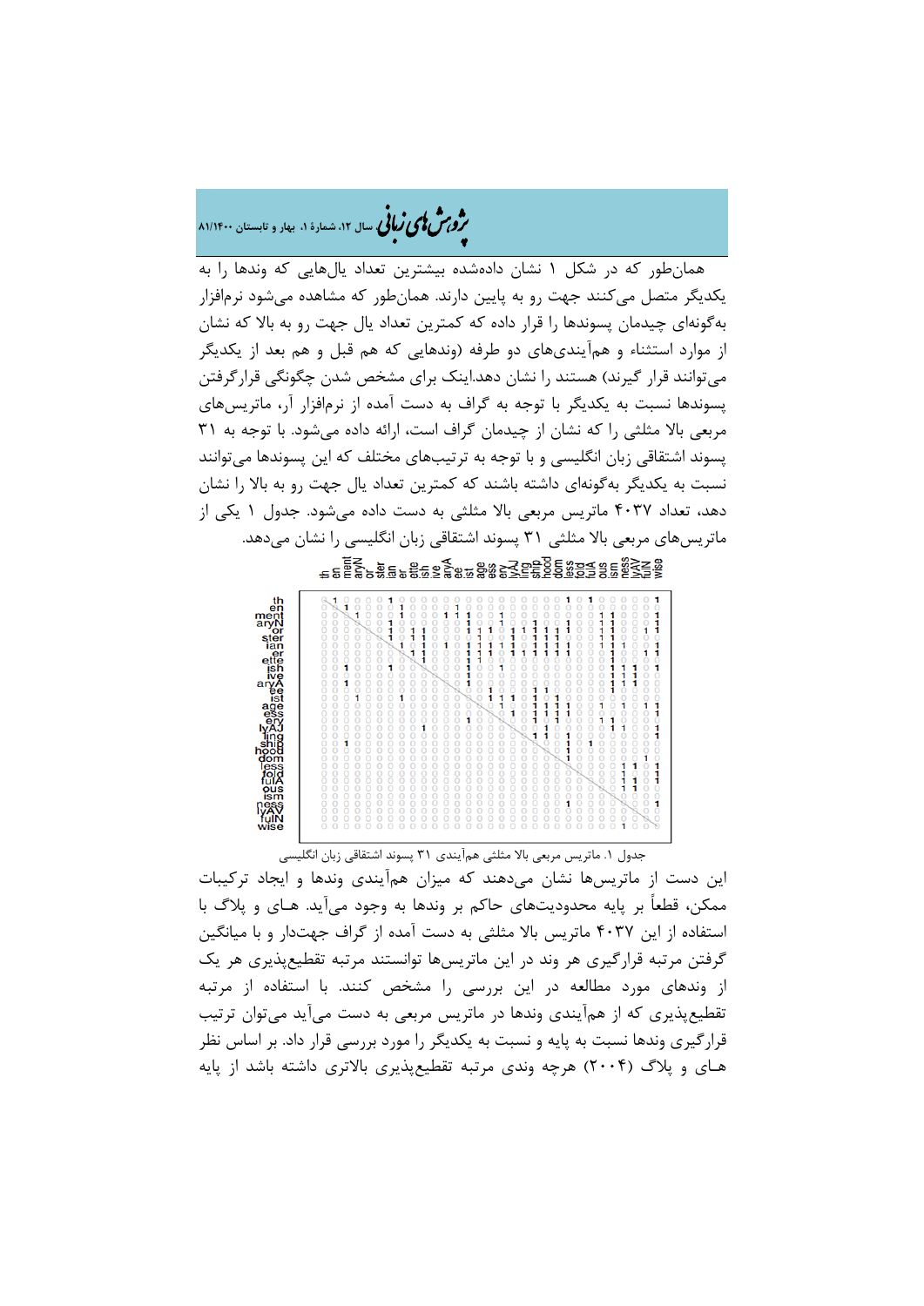همان‌طور که در شکل ۱ نشان داده‌شده بیشترین تعداد یال‌هایی که وندها را به یکدیگر متصل می‌کنند جهت رو به پایین دارند. همان‌طور که مشاهده می‌شود نرم‌افزار به‌گونه‌ای چیدمان پسوندها را قرار داده که کمترین تعداد یال جهت رو به بالا که نشان از موارد استثناء و هم‌آیندی‌های دو طرفه (وندهایی که هم قبل و هم بعد از یکدیگر می‌توانند قرار گیرند) هستند را نشان دهد.اینک برای مشخص شدن چگونگی قرارگرفتن پسوندها نسبت به یکدیگر با توجه به گراف به دست آمده از نرم‌افزار آر، ماتریس‌های مربعی بالا مثلثی را که نشان از چیدمان گراف است، ارائه داده می‌شود. با توجه به ۳۱ پسوند اشتقاقی زبان انگلیسی و با توجه به ترتیب‌های مختلف که این پسوندها می‌توانند نسبت به یکدیگر به‌گونه‌ای داشته باشند که کمترین تعداد یال جهت رو به بالا را نشان دهد، تعداد ۴۰۳۷ ماتریس مربعی بالا مثلثی به دست داده می‌شود. جدول ۱ یکی از ماتریس‌های مربعی بالا مثلثی ۳۱ پسوند اشتقاقی زبان انگلیسی را نشان می‌دهد.

جدول ۱. ماتریس مربعی بالا مثلثی هم‌آیندی ۳۱ پسوند اشتقاقی زبان انگلیسی

این دست از ماتریس‌ها نشان می‌دهند که میزان هم‌آیندی وندها و ایجاد ترکیبات ممکن، قطعاً بر پایه محدودیت‌های حاکم بر وندها به وجود می‌آید. هـای و پلاگ با استفاده از این ۴۰۳۷ ماتریس بالا مثلثی به دست آمده از گراف جهت‌دار و با میانگین گرفتن مرتبه قرارگیری هر وند در این ماتریس‌ها توانستند مرتبه تقطیع‌پذیری هر یک از وندهای مورد مطالعه در این بررسی را مشخص کنند. با استفاده از مرتبه تقطیع‌پذیری که از هم‌آیندی وندها در ماتریس مربعی به دست می‌آید می‌توان ترتیب قرارگیری وندها نسبت به پایه و نسبت به یکدیگر را مورد بررسی قرار داد. بر اساس نظر هـای و پلاگ (۲۰۰۴) هرچه وندی مرتبه تقطیع‌پذیری بالاتری داشته باشد از پایه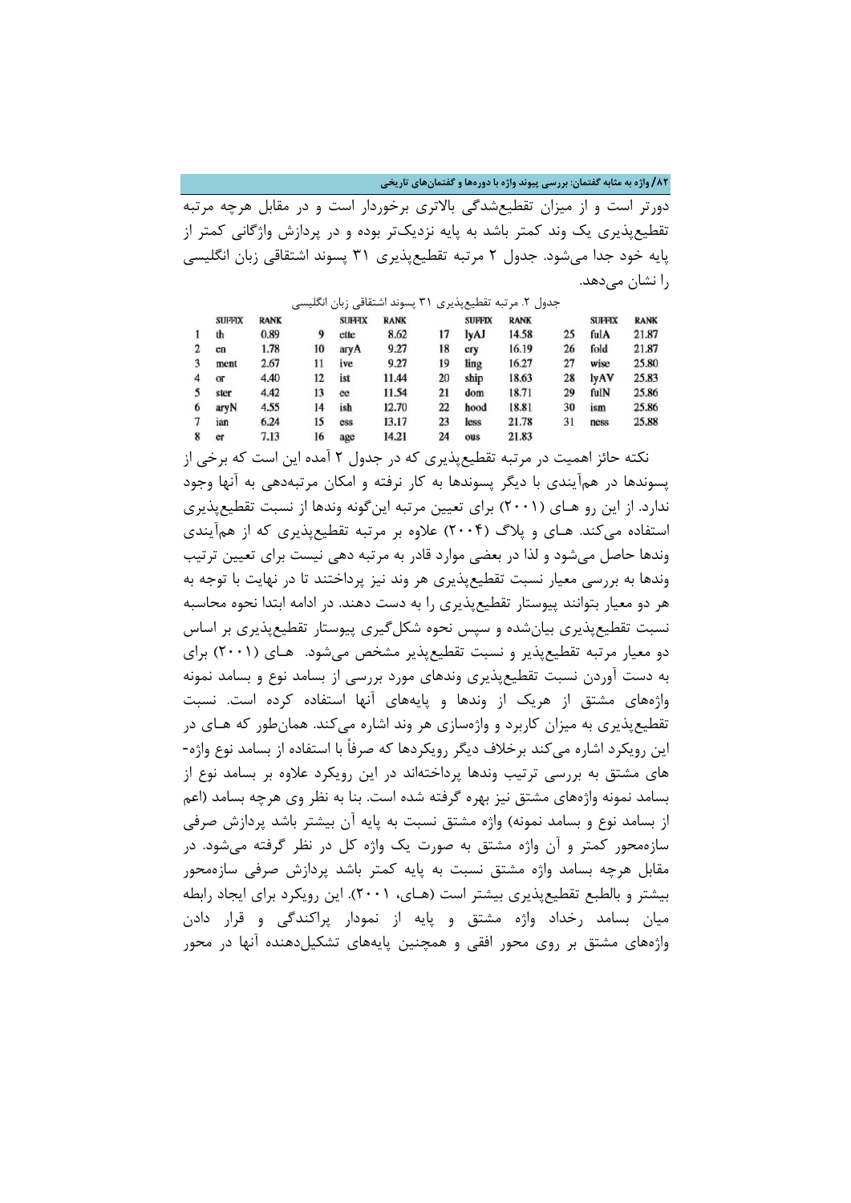دورتر است و از میزان تقطیع‌شدگی بالاتری برخوردار است و در مقابل هرچه مرتبه تقطیع‌پذیری یک وند کمتر باشد به پایه نزدیک‌تر بوده و در پردازش واژگانی کمتر از پایه خود جدا می‌شود. جدول ۲ مرتبه تقطیع‌پذیری ۳۱ پسوند اشتقاقی زبان انگلیسی را نشان می‌دهد.

جدول ۲. مرتبه تقطیع‌پذیری ۳۱ پسوند اشتقاقی زبان انگلیسی

| | SUFFIX | RANK | | SUFFIX | RANK | | SUFFIX | RANK | | SUFFIX | RANK |
|---|---|---|---|---|---|---|---|---|---|---|---|
| 1 | th | 0.89 | 9 | ette | 8.62 | 17 | lyAJ | 14.58 | 25 | fulA | 21.87 |
| 2 | en | 1.78 | 10 | aryA | 9.27 | 18 | ery | 16.19 | 26 | fold | 21.87 |
| 3 | ment | 2.67 | 11 | ive | 9.27 | 19 | ling | 16.27 | 27 | wise | 25.80 |
| 4 | or | 4.40 | 12 | ist | 11.44 | 20 | ship | 18.63 | 28 | lyAV | 25.83 |
| 5 | ster | 4.42 | 13 | ee | 11.54 | 21 | dom | 18.71 | 29 | fulN | 25.86 |
| 6 | aryN | 4.55 | 14 | ish | 12.70 | 22 | hood | 18.81 | 30 | ism | 25.86 |
| 7 | ian | 6.24 | 15 | ess | 13.17 | 23 | less | 21.78 | 31 | ness | 25.88 |
| 8 | er | 7.13 | 16 | age | 14.21 | 24 | ous | 21.83 | | | |

نکته حائز اهمیت در مرتبه تقطیع‌پذیری که در جدول ۲ آمده این است که برخی از پسوندها در هم‌آیندی با دیگر پسوندها به کار نرفته و امکان مرتبه‌دهی به آنها وجود ندارد. از این رو هـای (۲۰۰۱) برای تعیین مرتبه این‌گونه وندها از نسبت تقطیع‌پذیری استفاده می‌کند. هـای و پلاگ (۲۰۰۴) علاوه بر مرتبه تقطیع‌پذیری که از هم‌آیندی وندها حاصل می‌شود و لذا در بعضی موارد قادر به مرتبه دهی نیست برای تعیین ترتیب وندها به بررسی معیار نسبت تقطیع‌پذیری هر وند نیز پرداختند تا در نهایت با توجه به هر دو معیار بتوانند پیوستار تقطیع‌پذیری را به دست دهند. در ادامه ابتدا نحوه محاسبه نسبت تقطیع‌پذیری بیان‌شده و سپس نحوه شکل‌گیری پیوستار تقطیع‌پذیری بر اساس دو معیار مرتبه تقطیع‌پذیر و نسبت تقطیع‌پذیر مشخص می‌شود. هـای (۲۰۰۱) برای به دست آوردن نسبت تقطیع‌پذیری وندهای مورد بررسی از بسامد نوع و بسامد نمونه واژه‌های مشتق از هریک از وندها و پایه‌های آنها استفاده کرده است. نسبت تقطیع‌پذیری به میزان کاربرد و واژه‌سازی هر وند اشاره می‌کند. همان‌طور که هـای در این رویکرد اشاره می‌کند برخلاف دیگر رویکردها که صرفاً با استفاده از بسامد نوع واژه-های مشتق به بررسی ترتیب وندها پرداخته‌اند در این رویکرد علاوه بر بسامد نوع از بسامد نمونه واژه‌های مشتق نیز بهره گرفته شده است. بنا به نظر وی هرچه بسامد (اعم از بسامد نوع و بسامد نمونه) واژه مشتق نسبت به پایه آن بیشتر باشد پردازش صرفی سازه‌محور کمتر و آن واژه مشتق به صورت یک واژه کل در نظر گرفته می‌شود. در مقابل هرچه بسامد واژه مشتق نسبت به پایه کمتر باشد پردازش صرفی سازه‌محور بیشتر و بالطبع تقطیع‌پذیری بیشتر است (هـای، ۲۰۰۱). این رویکرد برای ایجاد رابطه میان بسامد رخداد واژه مشتق و پایه از نمودار پراکندگی و قرار دادن واژه‌های مشتق بر روی محور افقی و همچنین پایه‌های تشکیل‌دهنده آنها در محور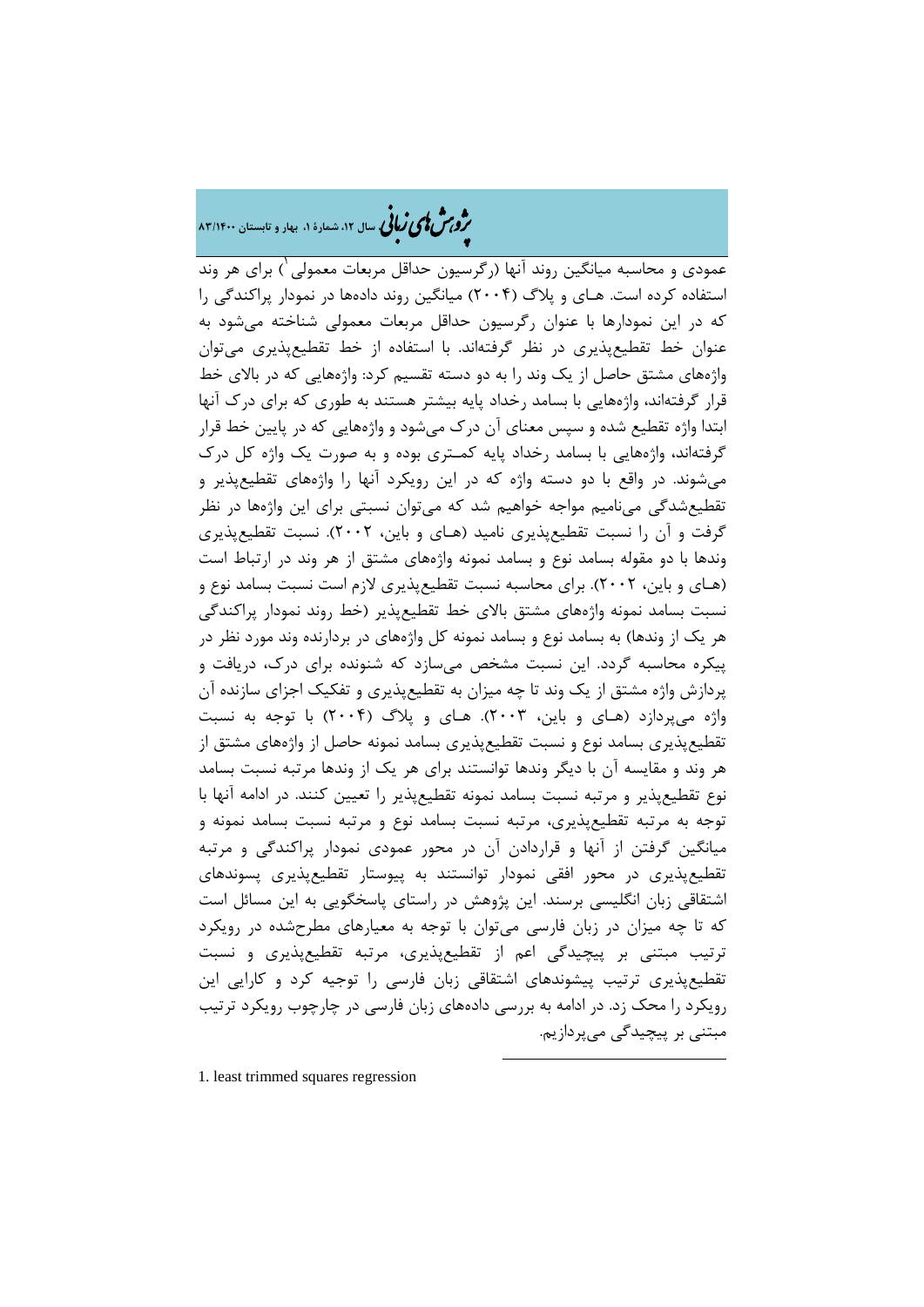عمودی و محاسبه میانگین روند آنها (رگرسیون حداقل مربعات معمولی[1]) برای هر وند استفاده کرده است. هـای و پلاگ (۲۰۰۴) میانگین روند داده‌ها در نمودار پراکندگی را که در این نمودارها با عنوان رگرسیون حداقل مربعات معمولی شناخته می‌شود به عنوان خط تقطیع‌پذیری در نظر گرفته‌اند. با استفاده از خط تقطیع‌پذیری می‌توان واژه‌های مشتق حاصل از یک وند را به دو دسته تقسیم کرد: واژه‌هایی که در بالای خط قرار گرفته‌اند، واژه‌هایی با بسامد رخداد پایه بیشتر هستند به طوری که برای درک آنها ابتدا واژه تقطیع شده و سپس معنای آن درک می‌شود و واژه‌هایی که در پایین خط قرار گرفته‌اند، واژه‌هایی با بسامد رخداد پایه کمـتری بوده و به صورت یک واژه کل درک می‌شوند. در واقع با دو دسته واژه که در این رویکرد آنها را واژه‌های تقطیع‌پذیر و تقطیع‌شدگی می‌نامیم مواجه خواهیم شد که می‌توان نسبتی برای این واژه‌ها در نظر گرفت و آن را نسبت تقطیع‌پذیری نامید (هـای و باین، ۲۰۰۲). نسبت تقطیع‌پذیری وندها با دو مقوله بسامد نوع و بسامد نمونه واژه‌های مشتق از هر وند در ارتباط است (هـای و باین، ۲۰۰۲). برای محاسبه نسبت تقطیع‌پذیری لازم است نسبت بسامد نوع و نسبت بسامد نمونه واژه‌های مشتق بالای خط تقطیع‌پذیر (خط روند نمودار پراکندگی هر یک از وندها) به بسامد نوع و بسامد نمونه کل واژه‌های در بردارنده وند مورد نظر در پیکره محاسبه گردد. این نسبت مشخص می‌سازد که شنونده برای درک، دریافت و پردازش واژه مشتق از یک وند تا چه میزان به تقطیع‌پذیری و تفکیک اجزای سازنده آن واژه می‌پردازد (هـای و باین، ۲۰۰۳). هـای و پلاگ (۲۰۰۴) با توجه به نسبت تقطیع‌پذیری بسامد نوع و نسبت تقطیع‌پذیری بسامد نمونه حاصل از واژه‌های مشتق از هر وند و مقایسه آن با دیگر وندها توانستند برای هر یک از وندها مرتبه نسبت بسامد نوع تقطیع‌پذیر و مرتبه نسبت بسامد نمونه تقطیع‌پذیر را تعیین کنند. در ادامه آنها با توجه به مرتبه تقطیع‌پذیری، مرتبه نسبت بسامد نوع و مرتبه نسبت بسامد نمونه و میانگین گرفتن از آنها و قراردادن آن در محور عمودی نمودار پراکندگی و مرتبه تقطیع‌پذیری در محور افقی نمودار توانستند به پیوستار تقطیع‌پذیری پسوندهای اشتقاقی زبان انگلیسی برسند. این پژوهش در راستای پاسخگویی به این مسائل است که تا چه میزان در زبان فارسی می‌توان با توجه به معیارهای مطرح‌شده در رویکرد ترتیب مبتنی بر پیچیدگی اعم از تقطیع‌پذیری، مرتبه تقطیع‌پذیری و نسبت تقطیع‌پذیری ترتیب پیشوندهای اشتقاقی زبان فارسی را توجیه کرد و کارایی این رویکرد را محک زد. در ادامه به بررسی داده‌های زبان فارسی در چارچوب رویکرد ترتیب مبتنی بر پیچیدگی می‌پردازیم.

---

1. least trimmed squares regression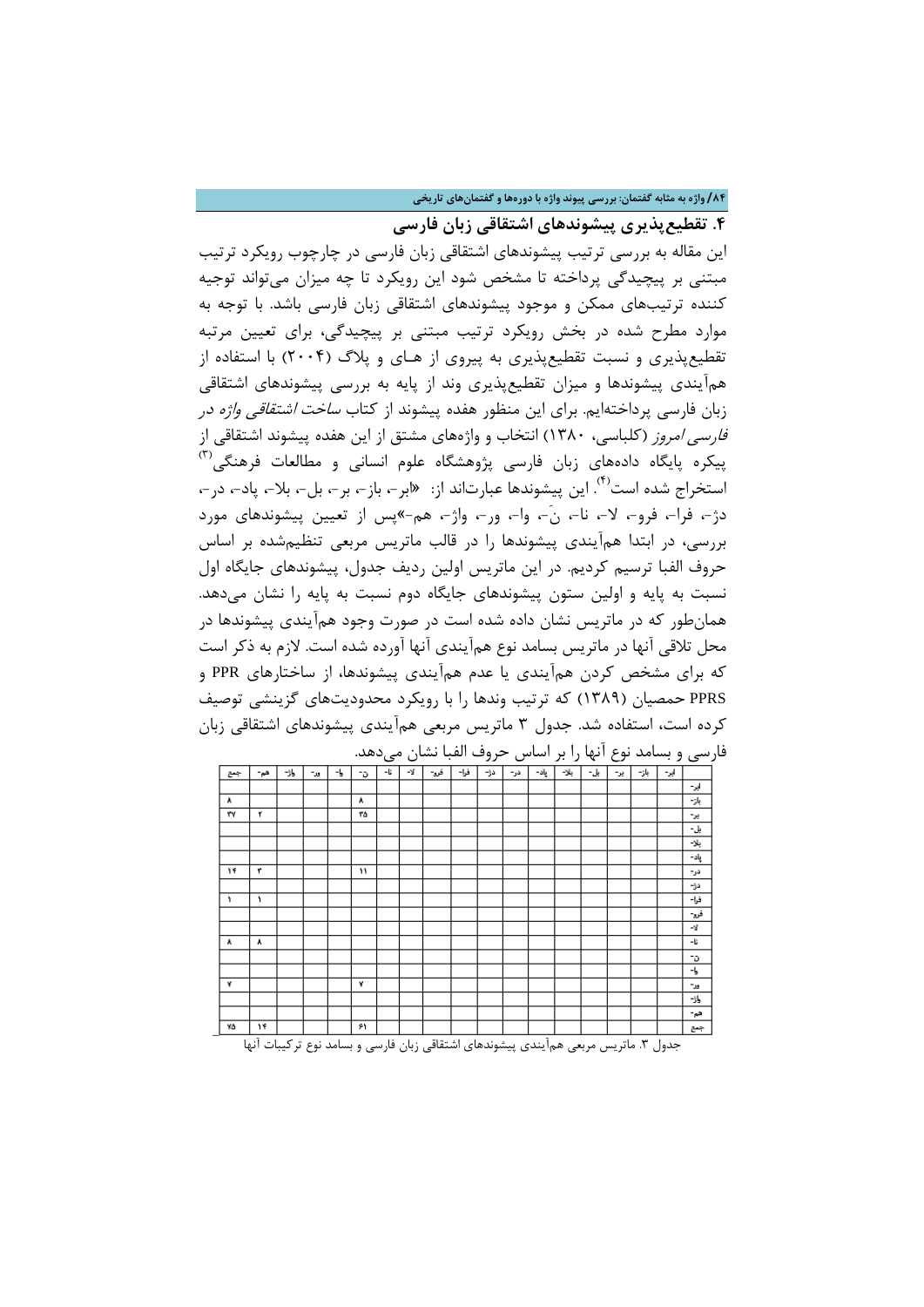## ۴. تقطیع‌پذیری پیشوندهای اشتقاقی زبان فارسی

این مقاله به بررسی ترتیب پیشوندهای اشتقاقی زبان فارسی در چارچوب رویکرد ترتیب مبتنی بر پیچیدگی پرداخته تا مشخص شود این رویکرد تا چه میزان می‌تواند توجیه کننده ترتیب‌های ممکن و موجود پیشوندهای اشتقاقی زبان فارسی باشد. با توجه به موارد مطرح شده در بخش رویکرد ترتیب مبتنی بر پیچیدگی، برای تعیین مرتبه تقطیع‌پذیری و نسبت تقطیع‌پذیری به پیروی از هـای و پلاگ (۲۰۰۴) با استفاده از همآیندی پیشوندها و میزان تقطیع‌پذیری وند از پایه به بررسی پیشوندهای اشتقاقی زبان فارسی پرداخته‌ایم. برای این منظور هفده پیشوند از کتاب *ساخت اشتقاقی واژه* در *فارسی امروز* (کلباسی، ۱۳۸۰) انتخاب و واژه‌های مشتق از این هفده پیشوند اشتقاقی از پیکره پایگاه داده‌های زبان فارسی پژوهشگاه علوم انسانی و مطالعات فرهنگی[۳] استخراج شده است[۴]. این پیشوندها عبارت‌اند از: «ابر-، باز-، بر-، بل-، بلا-، پاد-، در-، دژ-، فرا-، فرو-، لا-، نا-، نَ-، وا-، ور-، واژ-، هم-»پس از تعیین پیشوندهای مورد بررسی، در ابتدا همآیندی پیشوندها را در قالب ماتریس مربعی تنظیم‌شده بر اساس حروف الفبا ترسیم کردیم. در این ماتریس اولین ردیف جدول، پیشوندهای جایگاه اول نسبت به پایه و اولین ستون پیشوندهای جایگاه دوم نسبت به پایه را نشان می‌دهد. همان‌طور که در ماتریس نشان داده شده است در صورت وجود همآیندی پیشوندها در محل تلاقی آنها در ماتریس بسامد نوع همآیندی آنها آورده شده است. لازم به ذکر است که برای مشخص کردن همآیندی یا عدم همآیندی پیشوندها، از ساختارهای PPR و PPRS حمصیان (۱۳۸۹) که ترتیب وندها را با رویکرد محدودیت‌های گزینشی توصیف کرده است، استفاده شد. جدول ۳ ماتریس مربعی همآیندی پیشوندهای اشتقاقی زبان فارسی و بسامد نوع آنها را بر اساس حروف الفبا نشان می‌دهد.

| | ابر- | باز- | بر- | بل- | بلا- | پاد- | در- | دژ- | فرا- | فرو- | لا- | نا- | نَ- | وا- | ور- | واژ- | هم- | جمع |
|---|---|---|---|---|---|---|---|---|---|---|---|---|---|---|---|---|---|---|
| ابر- | | | | | | | | | | | | | | | | | | |
| باز- | | | | | | | | | | | | | ۸ | | | | | ۸ |
| بر- | | | | | | | | | | | | | ۳۵ | | | | ۲ | ۳۷ |
| بل- | | | | | | | | | | | | | | | | | | |
| بلا- | | | | | | | | | | | | | | | | | | |
| پاد- | | | | | | | | | | | | | | | | | | |
| در- | | | | | | | | | | | | | ۱۱ | | | | ۳ | ۱۴ |
| دژ- | | | | | | | | | | | | | | | | | | |
| فرا- | | | | | | | | | | | | | | | | | ۱ | ۱ |
| فرو- | | | | | | | | | | | | | | | | | | |
| لا- | | | | | | | | | | | | | | | | | | |
| نا- | | | | | | | | | | | | | | | | | ۸ | ۸ |
| نَ- | | | | | | | | | | | | | | | | | | |
| وا- | | | | | | | | | | | | | | | | | | |
| ور- | | | | | | | | | | | | | ۷ | | | | | ۷ |
| واژ- | | | | | | | | | | | | | | | | | | |
| هم- | | | | | | | | | | | | | | | | | | |
| جمع | | | | | | | | | | | | | ۶۱ | | | | ۱۴ | ۷۵ |

جدول ۳. ماتریس مربعی همآیندی پیشوندهای اشتقاقی زبان فارسی و بسامد نوع ترکیبات آنها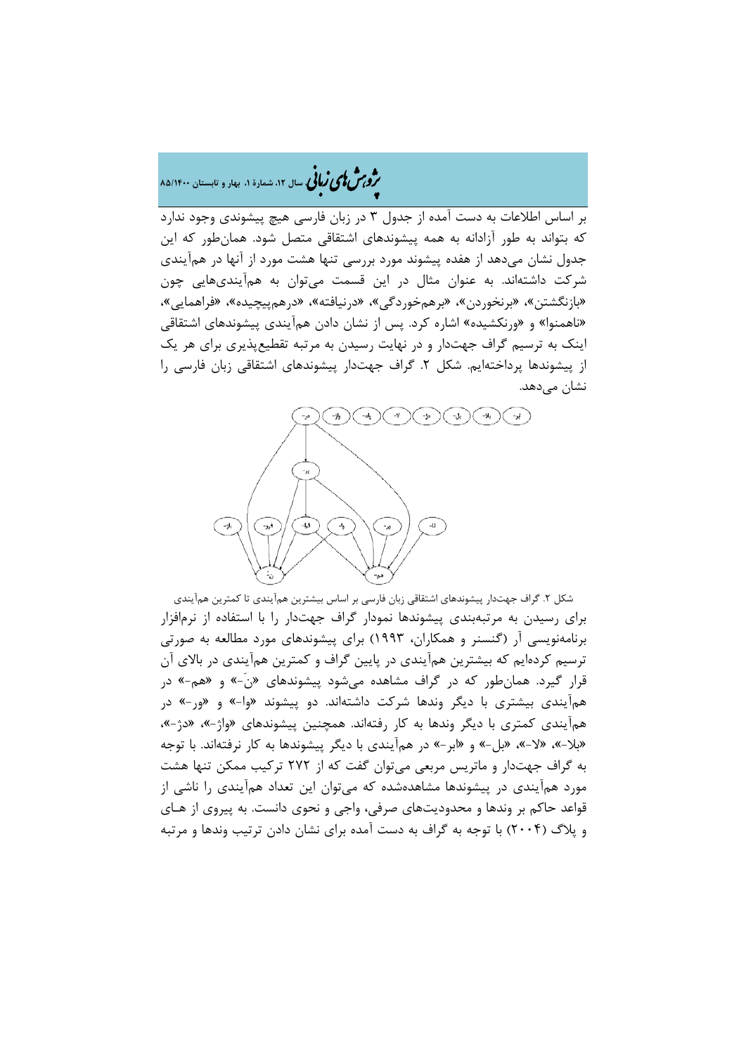بر اساس اطلاعات به دست آمده از جدول ۳ در زبان فارسی هیچ پیشوندی وجود ندارد که بتواند به طور آزادانه به همه پیشوندهای اشتقاقی متصل شود. همان‌طور که این جدول نشان می‌دهد از هفده پیشوند مورد بررسی تنها هشت مورد از آنها در هم‌آیندی شرکت داشته‌اند. به عنوان مثال در این قسمت می‌توان به هم‌آیندی‌هایی چون «بازنگشتن»، «برنخوردن»، «برهم‌خوردگی»، «درنیافته»، «درهم‌پیچیده»، «فراهمایی»، «ناهمنوا» و «ورنکشیده» اشاره کرد. پس از نشان دادن هم‌آیندی پیشوندهای اشتقاقی اینک به ترسیم گراف جهت‌دار و در نهایت رسیدن به مرتبه تقطیع‌پذیری برای هر یک از پیشوندها پرداخته‌ایم. شکل ۲. گراف جهت‌دار پیشوندهای اشتقاقی زبان فارسی را نشان می‌دهد.

شکل ۲. گراف جهت‌دار پیشوندهای اشتقاقی زبان فارسی بر اساس بیشترین هم‌آیندی تا کمترین هم‌آیندی

برای رسیدن به مرتبه‌بندی پیشوندها نمودار گراف جهت‌دار را با استفاده از نرم‌افزار برنامه‌نویسی آر (گنسنر و همکاران، ۱۹۹۳) برای پیشوندهای مورد مطالعه به صورتی ترسیم کرده‌ایم که بیشترین هم‌آیندی در پایین گراف و کمترین هم‌آیندی در بالای آن قرار گیرد. همان‌طور که در گراف مشاهده می‌شود پیشوندهای «نَ-» و «هم-» در هم‌آیندی بیشتری با دیگر وندها شرکت داشته‌اند. دو پیشوند «وا-» و «ور-» در هم‌آیندی کمتری با دیگر وندها به کار رفته‌اند. همچنین پیشوندهای «واژ-»، «دژ-»، «بلا-»، «لا-»، «بل-» و «ابر-» در هم‌آیندی با دیگر پیشوندها به کار نرفته‌اند. با توجه به گراف جهت‌دار و ماتریس مربعی می‌توان گفت که از ۲۷۲ ترکیب ممکن تنها هشت مورد هم‌آیندی در پیشوندها مشاهده‌شده که می‌توان این تعداد هم‌آیندی را ناشی از قواعد حاکم بر وندها و محدودیت‌های صرفی، واجی و نحوی دانست. به پیروی از هـای و پلاگ (۲۰۰۴) با توجه به گراف به دست آمده برای نشان دادن ترتیب وندها و مرتبه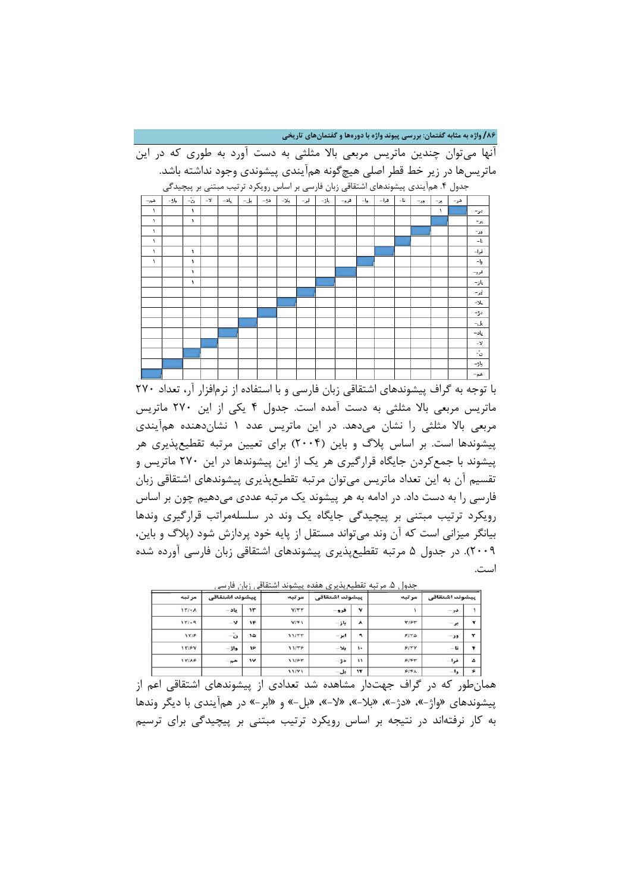آنها می‌توان چندین ماتریس مربعی بالا مثلثی به دست آورد به طوری که در این ماتریس‌ها در زیر خط قطر اصلی هیچ‌گونه هم‌آیندی پیشوندی وجود نداشته باشد.

جدول ۴. هم‌آیندی پیشوندهای اشتقاقی زبان فارسی بر اساس رویکرد ترتیب مبتنی بر پیچیدگی

| | در- | بر- | ور- | نا- | فرا- | وا- | فرو- | باز- | ابر- | بلا- | دژ- | بل- | پاد- | لا- | نَ- | واژ- | هم- |
|---|---|---|---|---|---|---|---|---|---|---|---|---|---|---|---|---|---|
| در- | | ۱ | | | | | | | | | | | | | ۱ | | ۱ |
| بر- | | | | | | | | | | | | | | | ۱ | | ۱ |
| ور- | | | | | | | | | | | | | | | | | ۱ |
| نا- | | | | | | | | | | | | | | | | | ۱ |
| فرا- | | | | | | | | | | | | | | | ۱ | | ۱ |
| وا- | | | | | | | | | | | | | | | ۱ | | ۱ |
| فرو- | | | | | | | | | | | | | | | ۱ | | |
| باز- | | | | | | | | | | | | | | | ۱ | | |
| ابر- | | | | | | | | | | | | | | | | | |
| بلا- | | | | | | | | | | | | | | | | | |
| دژ- | | | | | | | | | | | | | | | | | |
| بل- | | | | | | | | | | | | | | | | | |
| پاد- | | | | | | | | | | | | | | | | | |
| لا- | | | | | | | | | | | | | | | | | |
| نَ- | | | | | | | | | | | | | | | | | |
| واژ- | | | | | | | | | | | | | | | | | |
| هم- | | | | | | | | | | | | | | | | | |

با توجه به گراف پیشوندهای اشتقاقی زبان فارسی و با استفاده از نرم‌افزار آر، تعداد ۲۷۰ ماتریس مربعی بالا مثلثی به دست آمده است. جدول ۴ یکی از این ۲۷۰ ماتریس مربعی بالا مثلثی را نشان می‌دهد. در این ماتریس عدد ۱ نشان‌دهنده هم‌آیندی پیشوندها است. بر اساس پلاگ و باین (۲۰۰۴) برای تعیین مرتبه تقطیع‌پذیری هر پیشوند با جمع‌کردن جایگاه قرارگیری هر یک از این پیشوندها در این ۲۷۰ ماتریس و تقسیم آن به این تعداد ماتریس می‌توان مرتبه تقطیع‌پذیری پیشوندهای اشتقاقی زبان فارسی را به دست داد. در ادامه به هر پیشوند یک مرتبه عددی می‌دهیم چون بر اساس رویکرد ترتیب مبتنی بر پیچیدگی جایگاه یک وند در سلسله‌مراتب قرارگیری وندها بیانگر میزانی است که آن وند می‌تواند مستقل از پایه خود پردازش شود (پلاگ و باین، ۲۰۰۹). در جدول ۵ مرتبه تقطیع‌پذیری پیشوندهای اشتقاقی زبان فارسی آورده شده است.

جدول ۵. مرتبه تقطیع‌پذیری هفده پیشوند اشتقاقی زبان فارسی

| | پیشوند اشتقاقی | مرتبه | | پیشوند اشتقاقی | مرتبه | | پیشوند اشتقاقی | مرتبه |
|---|---|---|---|---|---|---|---|---|
| ۱ | در- | ۱ | ۷ | فرو- | ۷/۳۲ | ۱۳ | پاد- | ۱۲/۰۸ |
| ۲ | بر- | ۳/۶۳ | ۸ | باز- | ۷/۴۱ | ۱۴ | لا- | ۱۲/۰۹ |
| ۳ | ور- | ۶/۲۵ | ۹ | ابر- | ۱۱/۲۳ | ۱۵ | نَ- | ۱۲/۶ |
| ۴ | نا- | ۶/۲۷ | ۱۰ | بلا- | ۱۱/۳۶ | ۱۶ | واژ- | ۱۲/۶۷ |
| ۵ | فرا- | ۶/۴۳ | ۱۱ | دژ- | ۱۱/۶۳ | ۱۷ | هم- | ۱۲/۸۶ |
| ۶ | وا- | ۶/۴۸ | ۱۲ | بل- | ۱۱/۷۱ | | | |

همان‌طور که در گراف جهت‌دار مشاهده شد تعدادی از پیشوندهای اشتقاقی اعم از پیشوندهای «واژ-»، «دژ-»، «بلا-»، «لا-»، «بل-» و «ابر-» در هم‌آیندی با دیگر وندها به کار نرفته‌اند در نتیجه بر اساس رویکرد ترتیب مبتنی بر پیچیدگی برای ترسیم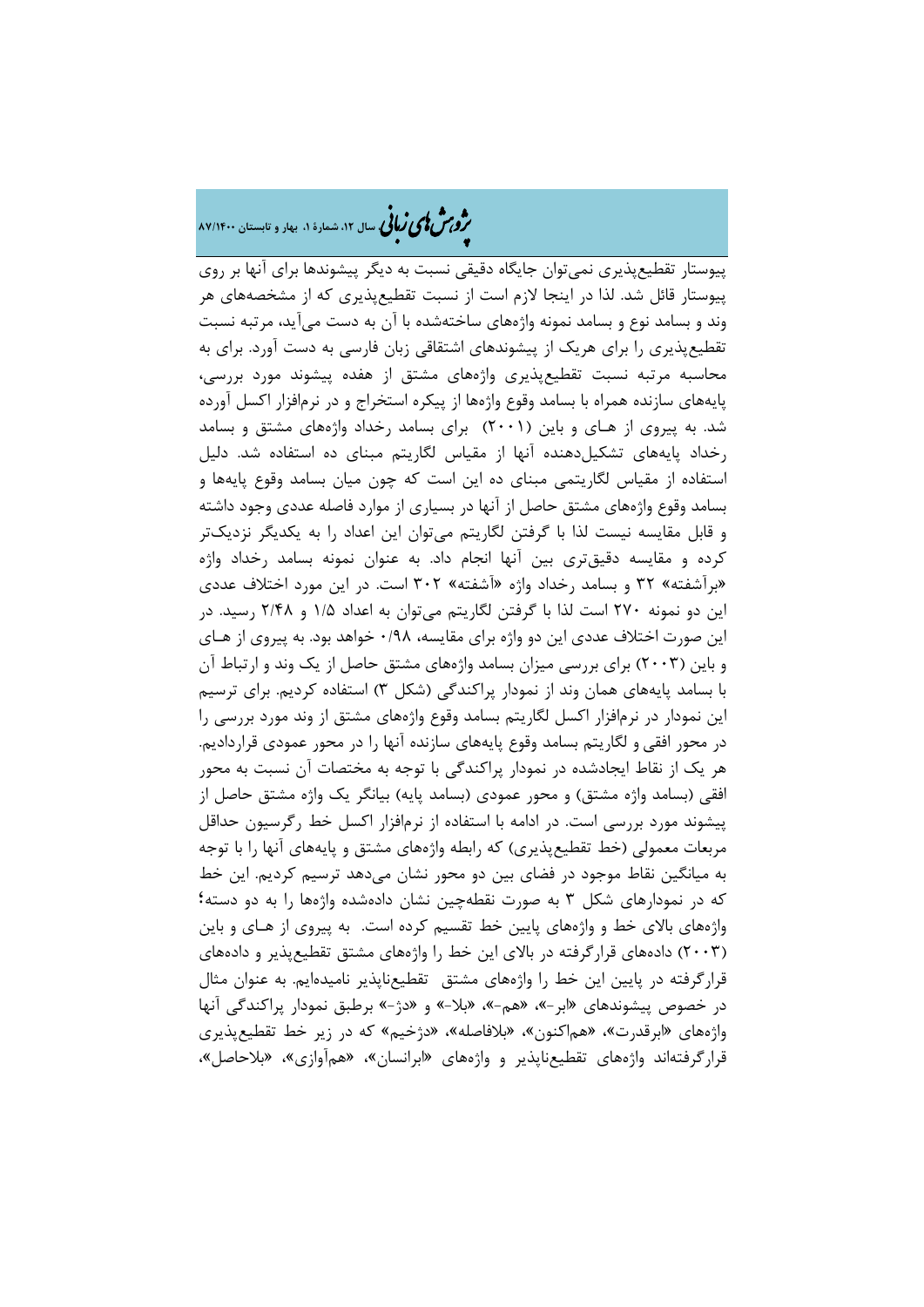پیوستار تقطیع‌پذیری نمی‌توان جایگاه دقیقی نسبت به دیگر پیشوندها برای آنها بر روی پیوستار قائل شد. لذا در اینجا لازم است از نسبت تقطیع‌پذیری که از مشخصه‌های هر وند و بسامد نوع و بسامد نمونه واژه‌های ساخته‌شده با آن به دست می‌آید، مرتبه نسبت تقطیع‌پذیری را برای هریک از پیشوندهای اشتقاقی زبان فارسی به دست آورد. برای به محاسبه مرتبه نسبت تقطیع‌پذیری واژه‌های مشتق از هفده پیشوند مورد بررسی، پایه‌های سازنده همراه با بسامد وقوع واژه‌ها از پیکره استخراج و در نرم‌افزار اکسل آورده شد. به پیروی از هـای و باین (۲۰۰۱) برای بسامد رخداد واژه‌های مشتق و بسامد رخداد پایه‌های تشکیل‌دهنده آنها از مقیاس لگاریتم مبنای ده استفاده شد. دلیل استفاده از مقیاس لگاریتمی مبنای ده این است که چون میان بسامد وقوع پایه‌ها و بسامد وقوع واژه‌های مشتق حاصل از آنها در بسیاری از موارد فاصله عددی وجود داشته و قابل مقایسه نیست لذا با گرفتن لگاریتم می‌توان این اعداد را به یکدیگر نزدیک‌تر کرده و مقایسه دقیق‌تری بین آنها انجام داد. به عنوان نمونه بسامد رخداد واژه «برآشفته» ۳۲ و بسامد رخداد واژه «آشفته» ۳۰۲ است. در این مورد اختلاف عددی این دو نمونه ۲۷۰ است لذا با گرفتن لگاریتم می‌توان به اعداد ۱/۵ و ۲/۴۸ رسید. در این صورت اختلاف عددی این دو واژه برای مقایسه، ۰/۹۸ خواهد بود. به پیروی از هـای و باین (۲۰۰۳) برای بررسی میزان بسامد واژه‌های مشتق حاصل از یک وند و ارتباط آن با بسامد پایه‌های همان وند از نمودار پراکندگی (شکل ۳) استفاده کردیم. برای ترسیم این نمودار در نرم‌افزار اکسل لگاریتم بسامد وقوع واژه‌های مشتق از وند مورد بررسی را در محور افقی و لگاریتم بسامد وقوع پایه‌های سازنده آنها را در محور عمودی قراردادیم. هر یک از نقاط ایجادشده در نمودار پراکندگی با توجه به مختصات آن نسبت به محور افقی (بسامد واژه مشتق) و محور عمودی (بسامد پایه) بیانگر یک واژه مشتق حاصل از پیشوند مورد بررسی است. در ادامه با استفاده از نرم‌افزار اکسل خط رگرسیون حداقل مربعات معمولی (خط تقطیع‌پذیری) که رابطه واژه‌های مشتق و پایه‌های آنها را با توجه به میانگین نقاط موجود در فضای بین دو محور نشان می‌دهد ترسیم کردیم. این خط که در نمودارهای شکل ۳ به صورت نقطه‌چین نشان داده‌شده واژه‌ها را به دو دسته؛ واژه‌های بالای خط و واژه‌های پایین خط تقسیم کرده است. به پیروی از هـای و باین (۲۰۰۳) داده‌های قرارگرفته در بالای این خط را واژه‌های مشتق تقطیع‌پذیر و داده‌های قرارگرفته در پایین این خط را واژه‌های مشتق تقطیع‌ناپذیر نامیده‌ایم. به عنوان مثال در خصوص پیشوندهای «ابر-»، «هم-»، «بلا-» و «دژ-» برطبق نمودار پراکندگی آنها واژه‌های «ابرقدرت»، «هم‌اکنون»، «بلافاصله»، «دژخیم» که در زیر خط تقطیع‌پذیری قرارگرفته‌اند واژه‌های تقطیع‌ناپذیر و واژه‌های «ابرانسان»، «هم‌آوازی»، «بلاحاصل»،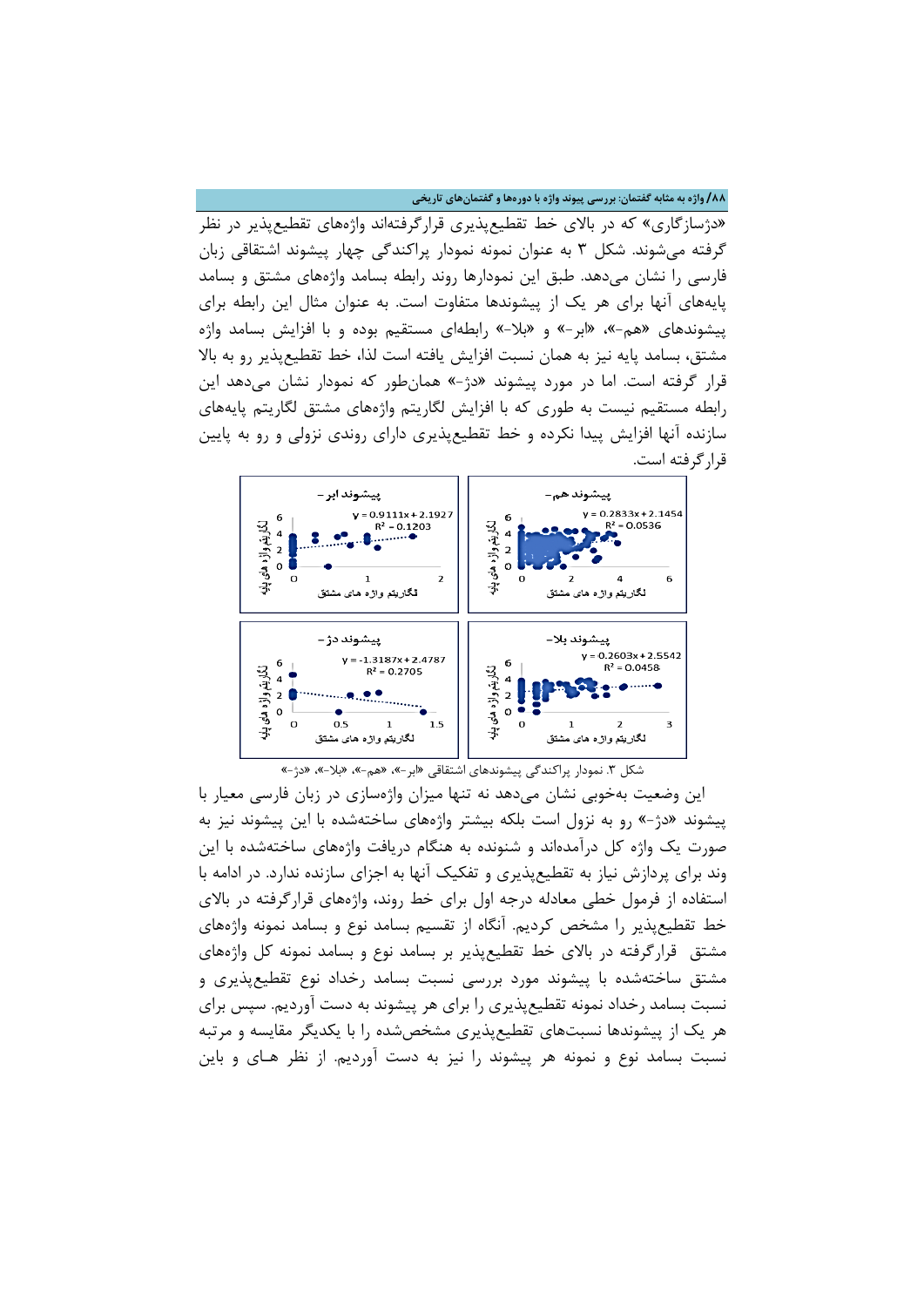«دژسازگاری» که در بالای خط تقطیع‌پذیری قرارگرفته‌اند واژه‌های تقطیع‌پذیر در نظر گرفته می‌شوند. شکل ۳ به عنوان نمونه نمودار پراکندگی چهار پیشوند اشتقاقی زبان فارسی را نشان می‌دهد. طبق این نمودارها روند رابطه بسامد واژه‌های مشتق و بسامد پایه‌های آنها برای هر یک از پیشوندها متفاوت است. به عنوان مثال این رابطه برای پیشوندهای «هم-»، «ابر-» و «بلا-» رابطه‌ای مستقیم بوده و با افزایش بسامد واژه مشتق، بسامد پایه نیز به همان نسبت افزایش یافته است لذا، خط تقطیع‌پذیر رو به بالا قرار گرفته است. اما در مورد پیشوند «دژ-» همان‌طور که نمودار نشان می‌دهد این رابطه مستقیم نیست به طوری که با افزایش لگاریتم واژه‌های مشتق لگاریتم پایه‌های سازنده آنها افزایش پیدا نکرده و خط تقطیع‌پذیری دارای روندی نزولی و رو به پایین قرارگرفته است.

شکل ۳. نمودار پراکندگی پیشوندهای اشتقاقی «ابر-»، «هم-»، «بلا-»، «دژ-»

این وضعیت به‌خوبی نشان می‌دهد نه تنها میزان واژه‌سازی در زبان فارسی معیار با پیشوند «دژ-» رو به نزول است بلکه بیشتر واژه‌های ساخته‌شده با این پیشوند نیز به صورت یک واژه کل درآمده‌اند و شنونده به هنگام دریافت واژه‌های ساخته‌شده با این وند برای پردازش نیاز به تقطیع‌پذیری و تفکیک آنها به اجزای سازنده ندارد. در ادامه با استفاده از فرمول خطی معادله درجه اول برای خط روند، واژه‌های قرارگرفته در بالای خط تقطیع‌پذیر را مشخص کردیم. آنگاه از تقسیم بسامد نوع و بسامد نمونه واژه‌های مشتق قرارگرفته در بالای خط تقطیع‌پذیر بر بسامد نوع و بسامد نمونه کل واژه‌های مشتق ساخته‌شده با پیشوند مورد بررسی نسبت بسامد رخداد نوع تقطیع‌پذیری و نسبت بسامد رخداد نمونه تقطیع‌پذیری را برای هر پیشوند به دست آوردیم. سپس برای هر یک از پیشوندها نسبت‌های تقطیع‌پذیری مشخص‌شده را با یکدیگر مقایسه و مرتبه نسبت بسامد نوع و نمونه هر پیشوند را نیز به دست آوردیم. از نظر هـای و باین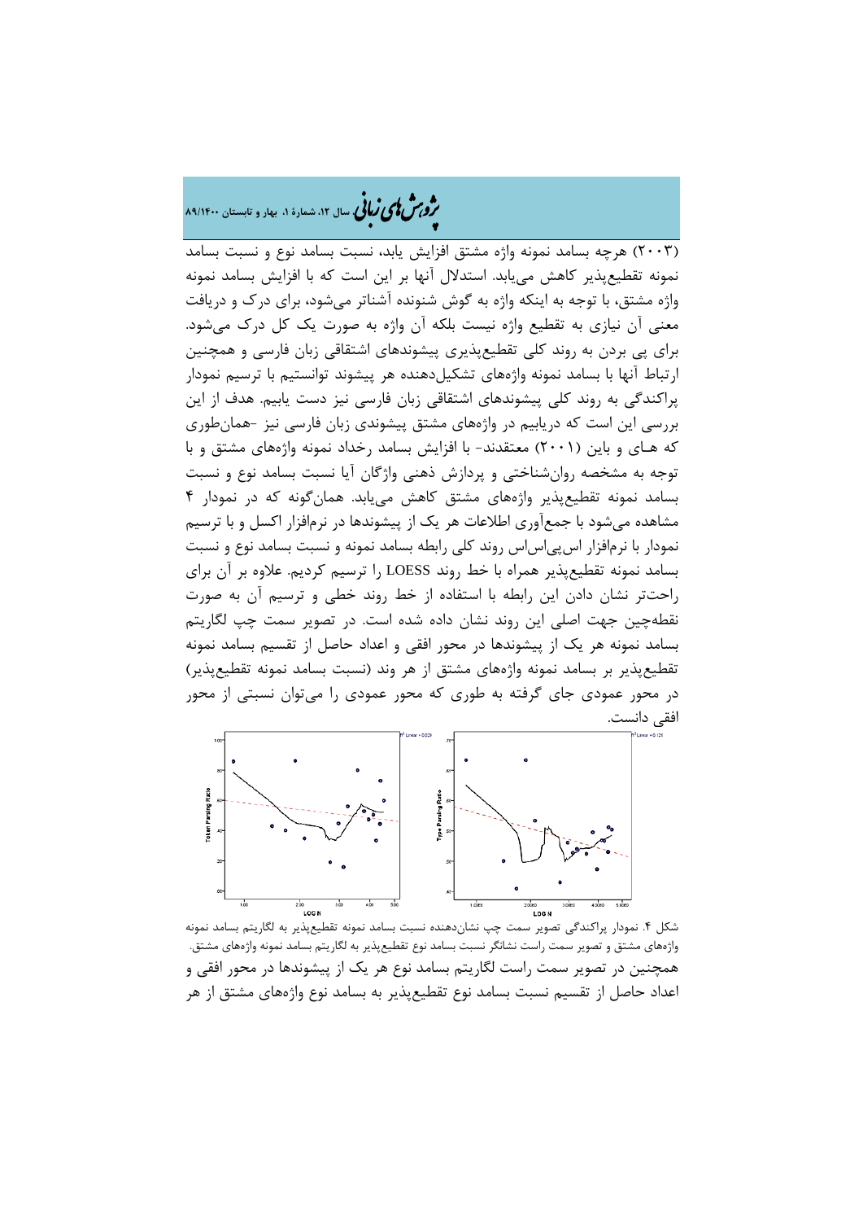(۲۰۰۳) هرچه بسامد نمونه واژه مشتق افزایش یابد، نسبت بسامد نوع و نسبت بسامد نمونه تقطیع‌پذیر کاهش می‌یابد. استدلال آنها بر این است که با افزایش بسامد نمونه واژه مشتق، با توجه به اینکه واژه به گوش شنونده آشناتر می‌شود، برای درک و دریافت معنی آن نیازی به تقطیع واژه نیست بلکه آن واژه به صورت یک کل درک می‌شود. برای پی بردن به روند کلی تقطیع‌پذیری پیشوندهای اشتقاقی زبان فارسی و همچنین ارتباط آنها با بسامد نمونه واژه‌های تشکیل‌دهنده هر پیشوند توانستیم با ترسیم نمودار پراکندگی به روند کلی پیشوندهای اشتقاقی زبان فارسی نیز دست یابیم. هدف از این بررسی این است که دریابیم در واژه‌های مشتق پیشوندی زبان فارسی نیز -همان‌طوری که هـای و باین (۲۰۰۱) معتقدند- با افزایش بسامد رخداد نمونه واژه‌های مشتق و با توجه به مشخصه روان‌شناختی و پردازش ذهنی واژگان آیا نسبت بسامد نوع و نسبت بسامد نمونه تقطیع‌پذیر واژه‌های مشتق کاهش می‌یابد. همان‌گونه که در نمودار ۴ مشاهده می‌شود با جمع‌آوری اطلاعات هر یک از پیشوندها در نرم‌افزار اکسل و با ترسیم نمودار با نرم‌افزار اس‌پی‌اس‌اس روند کلی رابطه بسامد نمونه و نسبت بسامد نوع و نسبت بسامد نمونه تقطیع‌پذیر همراه با خط روند LOESS را ترسیم کردیم. علاوه بر آن برای راحت‌تر نشان دادن این رابطه با استفاده از خط روند خطی و ترسیم آن به صورت نقطه‌چین جهت اصلی این روند نشان داده شده است. در تصویر سمت چپ لگاریتم بسامد نمونه هر یک از پیشوندها در محور افقی و اعداد حاصل از تقسیم بسامد نمونه تقطیع‌پذیر بر بسامد نمونه واژه‌های مشتق از هر وند (نسبت بسامد نمونه تقطیع‌پذیر) در محور عمودی جای گرفته به طوری که محور عمودی را می‌توان نسبتی از محور افقی دانست.

شکل ۴. نمودار پراکندگی تصویر سمت چپ نشان‌دهنده نسبت بسامد نمونه تقطیع‌پذیر به لگاریتم بسامد نمونه واژه‌های مشتق و تصویر سمت راست نشانگر نسبت بسامد نوع تقطیع‌پذیر به لگاریتم بسامد نمونه واژه‌های مشتق.

همچنین در تصویر سمت راست لگاریتم بسامد نوع هر یک از پیشوندها در محور افقی و اعداد حاصل از تقسیم نسبت بسامد نوع تقطیع‌پذیر به بسامد نوع واژه‌های مشتق از هر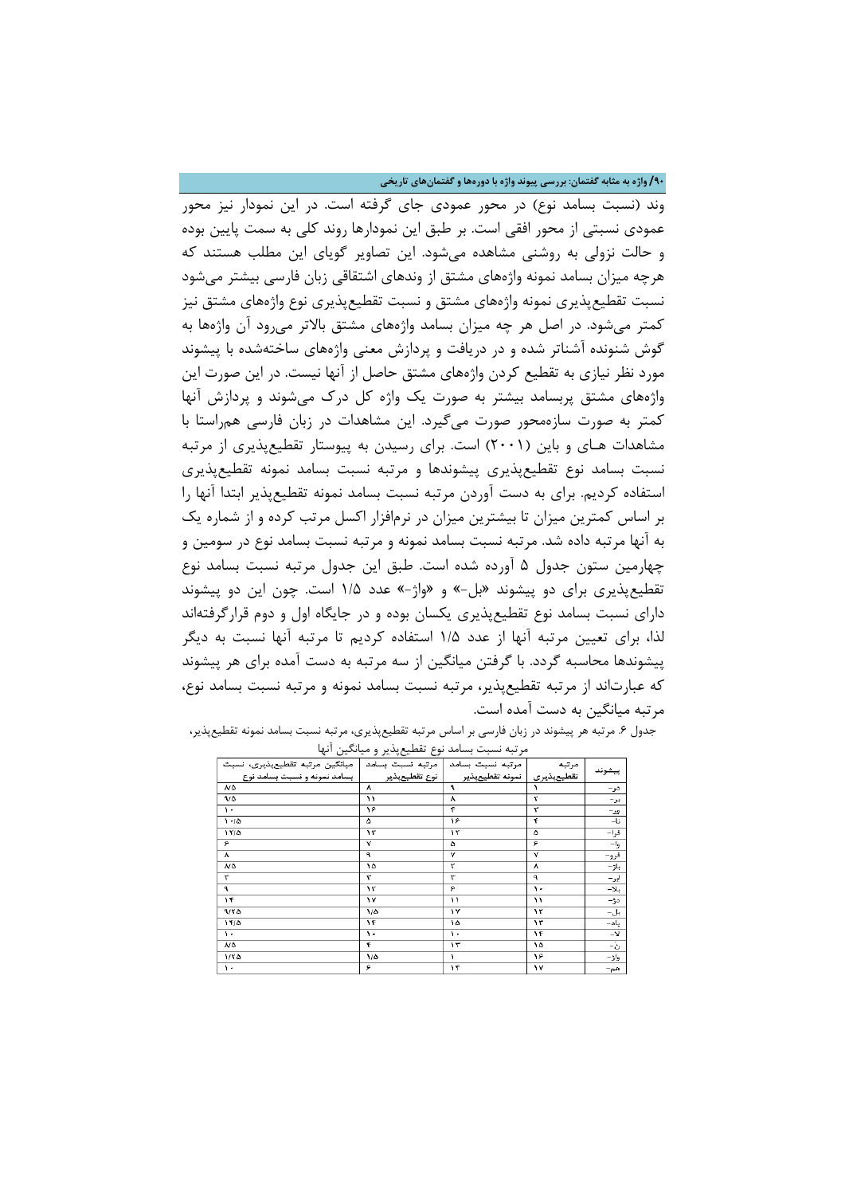وند (نسبت بسامد نوع) در محور عمودی جای گرفته است. در این نمودار نیز محور عمودی نسبتی از محور افقی است. بر طبق این نمودارها روند کلی به سمت پایین بوده و حالت نزولی به روشنی مشاهده می‌شود. این تصاویر گویای این مطلب هستند که هرچه میزان بسامد نمونه واژه‌های مشتق از وندهای اشتقاقی زبان فارسی بیشتر می‌شود نسبت تقطیع‌پذیری نمونه واژه‌های مشتق و نسبت تقطیع‌پذیری نوع واژه‌های مشتق نیز کمتر می‌شود. در اصل هر چه میزان بسامد واژه‌های مشتق بالاتر می‌رود آن واژه‌ها به گوش شنونده آشناتر شده و در دریافت و پردازش معنی واژه‌های ساخته‌شده با پیشوند مورد نظر نیازی به تقطیع کردن واژه‌های مشتق حاصل از آنها نیست. در این صورت این واژه‌های مشتق پربسامد بیشتر به صورت یک واژه کل درک می‌شوند و پردازش آنها کمتر به صورت سازه‌محور صورت می‌گیرد. این مشاهدات در زبان فارسی هم‌راستا با مشاهدات هـای و باین (۲۰۰۱) است. برای رسیدن به پیوستار تقطیع‌پذیری از مرتبه نسبت بسامد نوع تقطیع‌پذیری پیشوندها و مرتبه نسبت بسامد نمونه تقطیع‌پذیری استفاده کردیم. برای به دست آوردن مرتبه نسبت بسامد نمونه تقطیع‌پذیر ابتدا آنها را بر اساس کمترین میزان تا بیشترین میزان در نرم‌افزار اکسل مرتب کرده و از شماره یک به آنها مرتبه داده شد. مرتبه نسبت بسامد نمونه و مرتبه نسبت بسامد نوع در سومین و چهارمین ستون جدول ۵ آورده شده است. طبق این جدول مرتبه نسبت بسامد نوع تقطیع‌پذیری برای دو پیشوند «بل-» و «واژ-» عدد ۱/۵ است. چون این دو پیشوند دارای نسبت بسامد نوع تقطیع‌پذیری یکسان بوده و در جایگاه اول و دوم قرارگرفته‌اند لذا، برای تعیین مرتبه آنها از عدد ۱/۵ استفاده کردیم تا مرتبه آنها نسبت به دیگر پیشوندها محاسبه گردد. با گرفتن میانگین از سه مرتبه به دست آمده برای هر پیشوند که عبارت‌اند از مرتبه تقطیع‌پذیر، مرتبه نسبت بسامد نمونه و مرتبه نسبت بسامد نوع، مرتبه میانگین به دست آمده است.

جدول ۶. مرتبه هر پیشوند در زبان فارسی بر اساس مرتبه تقطیع‌پذیری، مرتبه نسبت بسامد نمونه تقطیع‌پذیر، مرتبه نسبت بسامد نوع تقطیع‌پذیر و میانگین آنها

| پیشوند | مرتبه تقطیع‌پذیری | مرتبه نسبت بسامد نمونه تقطیع‌پذیر | مرتبه نسبت بسامد نوع تقطیع‌پذیر | میانگین مرتبه تقطیع‌پذیری، نسبت بسامد نمونه و نسبت بسامد نوع |
|---|---|---|---|---|
| دو- | ۱ | ۹ | ۸ | ۸/۵ |
| بر- | ۲ | ۸ | ۱۱ | ۹/۵ |
| ورـ | ۳ | ۴ | ۱۶ | ۱۰ |
| نا- | ۴ | ۱۶ | ۵ | ۱۰/۵ |
| فرا- | ۵ | ۱۲ | ۱۳ | ۱۲/۵ |
| وا- | ۶ | ۵ | ۷ | ۶ |
| فرو- | ۷ | ۷ | ۹ | ۸ |
| باز- | ۸ | ۲ | ۱۵ | ۸/۵ |
| ابر- | ۹ | ۳ | ۳ | ۳ |
| بلا- | ۱۰ | ۶ | ۱۲ | ۹ |
| دژ- | ۱۱ | ۱۱ | ۱۷ | ۱۴ |
| بل- | ۱۲ | ۱۷ | ۱/۵ | ۹/۲۵ |
| پاد- | ۱۳ | ۱۵ | ۱۴ | ۱۴/۵ |
| لا- | ۱۴ | ۱۰ | ۱۰ | ۱۰ |
| ن- | ۱۵ | ۱۳ | ۴ | ۸/۵ |
| واژ- | ۱۶ | ۱ | ۱/۵ | ۱/۲۵ |
| هم- | ۱۷ | ۱۴ | ۶ | ۱۰ |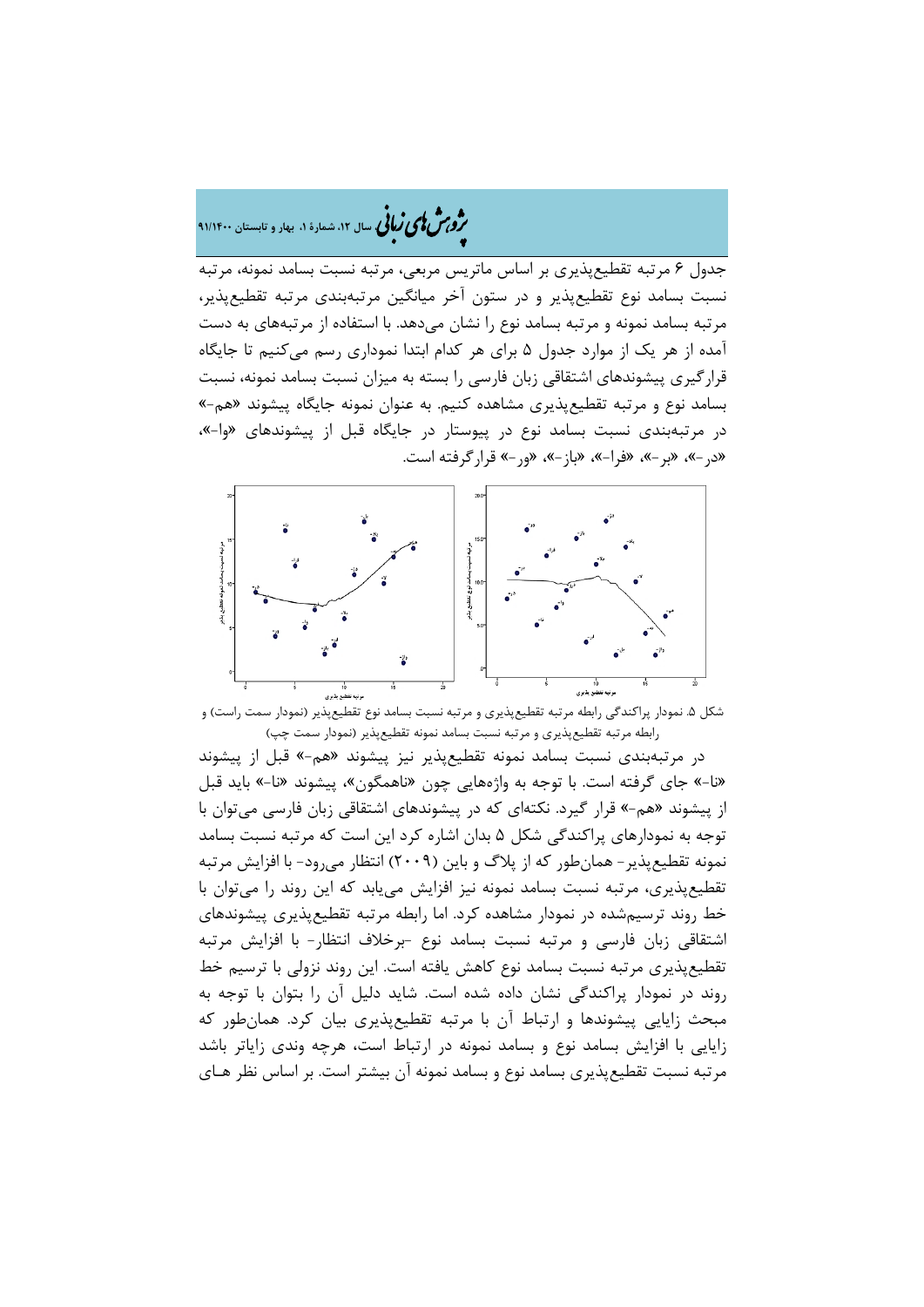جدول ۶ مرتبه تقطیع‌پذیری بر اساس ماتریس مربعی، مرتبه نسبت بسامد نمونه، مرتبه نسبت بسامد نوع تقطیع‌پذیر و در ستون آخر میانگین مرتبه‌بندی مرتبه تقطیع‌پذیر، مرتبه بسامد نمونه و مرتبه بسامد نوع را نشان می‌دهد. با استفاده از مرتبه‌های به دست آمده از هر یک از موارد جدول ۵ برای هر کدام ابتدا نموداری رسم می‌کنیم تا جایگاه قرارگیری پیشوندهای اشتقاقی زبان فارسی را بسته به میزان نسبت بسامد نمونه، نسبت بسامد نوع و مرتبه تقطیع‌پذیری مشاهده کنیم. به عنوان نمونه جایگاه پیشوند «هم-» در مرتبه‌بندی نسبت بسامد نوع در پیوستار در جایگاه قبل از پیشوندهای «وا-»، «در-»، «بر-»، «فرا-»، «باز-»، «ور-» قرارگرفته است.

شکل ۵. نمودار پراکندگی رابطه مرتبه تقطیع‌پذیری و مرتبه نسبت بسامد نوع تقطیع‌پذیر (نمودار سمت راست) و رابطه مرتبه تقطیع‌پذیری و مرتبه نسبت بسامد نمونه تقطیع‌پذیر (نمودار سمت چپ)

در مرتبه‌بندی نسبت بسامد نمونه تقطیع‌پذیر نیز پیشوند «هم-» قبل از پیشوند «نا-» جای گرفته است. با توجه به واژه‌هایی چون «ناهمگون»، پیشوند «نا-» باید قبل از پیشوند «هم-» قرار گیرد. نکته‌ای که در پیشوندهای اشتقاقی زبان فارسی می‌توان با توجه به نمودارهای پراکندگی شکل ۵ بدان اشاره کرد این است که مرتبه نسبت بسامد نمونه تقطیع‌پذیر- همان‌طور که از پلاگ و باین (۲۰۰۹) انتظار می‌رود- با افزایش مرتبه تقطیع‌پذیری، مرتبه نسبت بسامد نمونه نیز افزایش می‌یابد که این روند را می‌توان با خط روند ترسیم‌شده در نمودار مشاهده کرد. اما رابطه مرتبه تقطیع‌پذیری پیشوندهای اشتقاقی زبان فارسی و مرتبه نسبت بسامد نوع -برخلاف انتظار- با افزایش مرتبه تقطیع‌پذیری مرتبه نسبت بسامد نوع کاهش یافته است. این روند نزولی با ترسیم خط روند در نمودار پراکندگی نشان داده شده است. شاید دلیل آن را بتوان با توجه به مبحث زایایی پیشوندها و ارتباط آن با مرتبه تقطیع‌پذیری بیان کرد. همان‌طور که زایایی با افزایش بسامد نوع و بسامد نمونه در ارتباط است، هرچه وندی زایاتر باشد مرتبه نسبت تقطیع‌پذیری بسامد نوع و بسامد نمونه آن بیشتر است. بر اساس نظر های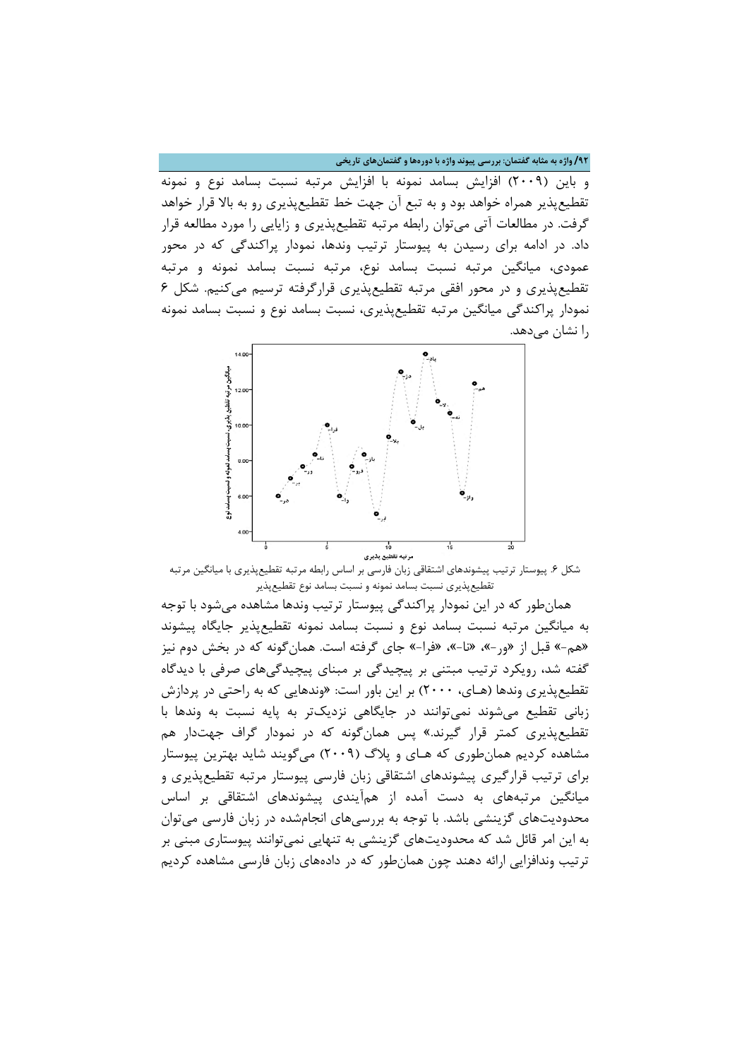و باین (۲۰۰۹) افزایش بسامد نمونه با افزایش مرتبه نسبت بسامد نوع و نمونه تقطیع‌پذیر همراه خواهد بود و به تبع آن جهت خط تقطیع‌پذیری رو به بالا قرار خواهد گرفت. در مطالعات آتی می‌توان رابطه مرتبه تقطیع‌پذیری و زایایی را مورد مطالعه قرار داد. در ادامه برای رسیدن به پیوستار ترتیب وندها، نمودار پراکندگی که در محور عمودی، میانگین مرتبه نسبت بسامد نوع، مرتبه نسبت بسامد نمونه و مرتبه تقطیع‌پذیری و در محور افقی مرتبه تقطیع‌پذیری قرارگرفته ترسیم می‌کنیم. شکل ۶ نمودار پراکندگی میانگین مرتبه تقطیع‌پذیری، نسبت بسامد نوع و نسبت بسامد نمونه را نشان می‌دهد.

شکل ۶. پیوستار ترتیب پیشوندهای اشتقاقی زبان فارسی بر اساس رابطه مرتبه تقطیع‌پذیری با میانگین مرتبه تقطیع‌پذیری نسبت بسامد نمونه و نسبت بسامد نوع تقطیع‌پذیر

همان‌طور که در این نمودار پراکندگی پیوستار ترتیب وندها مشاهده می‌شود با توجه به میانگین مرتبه نسبت بسامد نوع و نسبت بسامد نمونه تقطیع‌پذیر جایگاه پیشوند «هم-» قبل از «ور-»، «نا-»، «فرا-» جای گرفته است. همان‌گونه که در بخش دوم نیز گفته شد، رویکرد ترتیب مبتنی بر پیچیدگی بر مبنای پیچیدگی‌های صرفی با دیدگاه تقطیع‌پذیری وندها (هـای، ۲۰۰۰) بر این باور است: «وندهایی که به راحتی در پردازش زبانی تقطیع می‌شوند نمی‌توانند در جایگاهی نزدیک‌تر به پایه نسبت به وندها با تقطیع‌پذیری کمتر قرار گیرند.» پس همان‌گونه که در نمودار گراف جهت‌دار هم مشاهده کردیم همان‌طوری که هـای و پلاگ (۲۰۰۹) می‌گویند شاید بهترین پیوستار برای ترتیب قرارگیری پیشوندهای اشتقاقی زبان فارسی پیوستار مرتبه تقطیع‌پذیری و میانگین مرتبه‌های به دست آمده از هم‌آیندی پیشوندهای اشتقاقی بر اساس محدودیت‌های گزینشی باشد. با توجه به بررسی‌های انجام‌شده در زبان فارسی می‌توان به این امر قائل شد که محدودیت‌های گزینشی به تنهایی نمی‌توانند پیوستاری مبنی بر ترتیب وندافزایی ارائه دهند چون همان‌طور که در داده‌های زبان فارسی مشاهده کردیم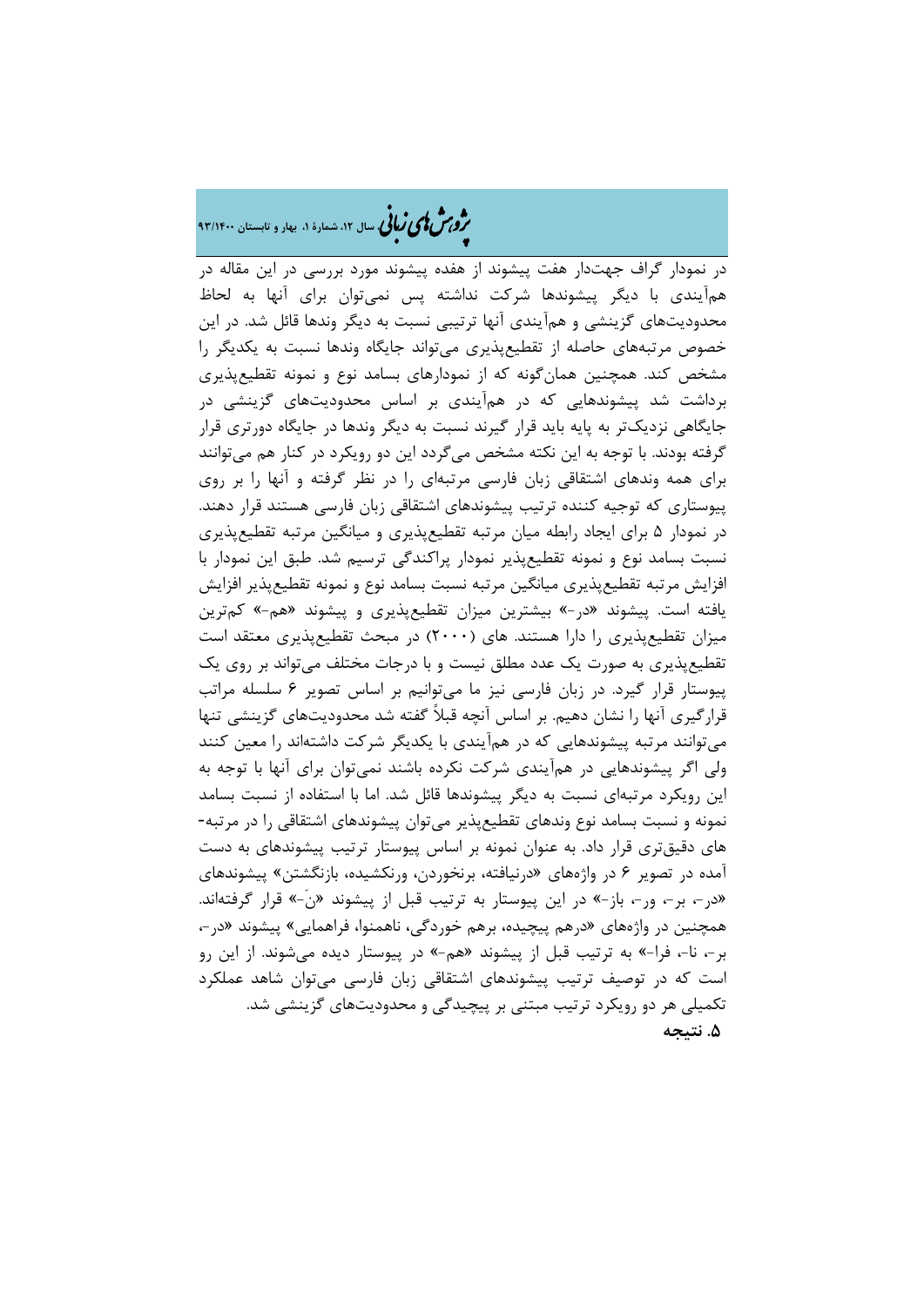در نمودار گراف جهت‌دار هفت پیشوند از هفده پیشوند مورد بررسی در این مقاله در هم‌آیندی با دیگر پیشوندها شرکت نداشته پس نمی‌توان برای آنها به لحاظ محدودیت‌های گزینشی و هم‌آیندی آنها ترتیبی نسبت به دیگر وندها قائل شد. در این خصوص مرتبه‌های حاصله از تقطیع‌پذیری می‌تواند جایگاه وندها نسبت به یکدیگر را مشخص کند. همچنین همان‌گونه که از نمودارهای بسامد نوع و نمونه تقطیع‌پذیری برداشت شد پیشوندهایی که در هم‌آیندی بر اساس محدودیت‌های گزینشی در جایگاهی نزدیک‌تر به پایه باید قرار گیرند نسبت به دیگر وندها در جایگاه دورتری قرار گرفته بودند. با توجه به این نکته مشخص می‌گردد این دو رویکرد در کنار هم می‌توانند برای همه وندهای اشتقاقی زبان فارسی مرتبه‌ای را در نظر گرفته و آنها را بر روی پیوستاری که توجیه کننده ترتیب پیشوندهای اشتقاقی زبان فارسی هستند قرار دهند. در نمودار ۵ برای ایجاد رابطه میان مرتبه تقطیع‌پذیری و میانگین مرتبه تقطیع‌پذیری نسبت بسامد نوع و نمونه تقطیع‌پذیر نمودار پراکندگی ترسیم شد. طبق این نمودار با افزایش مرتبه تقطیع‌پذیری میانگین مرتبه نسبت بسامد نوع و نمونه تقطیع‌پذیر افزایش یافته است. پیشوند «در-» بیشترین میزان تقطیع‌پذیری و پیشوند «هم-» کم‌ترین میزان تقطیع‌پذیری را دارا هستند. های (۲۰۰۰) در مبحث تقطیع‌پذیری معتقد است تقطیع‌پذیری به صورت یک عدد مطلق نیست و با درجات مختلف می‌تواند بر روی یک پیوستار قرار گیرد. در زبان فارسی نیز ما می‌توانیم بر اساس تصویر ۶ سلسله مراتب قرارگیری آنها را نشان دهیم. بر اساس آنچه قبلاً گفته شد محدودیت‌های گزینشی تنها می‌توانند مرتبه پیشوندهایی که در هم‌آیندی با یکدیگر شرکت داشته‌اند را معین کنند ولی اگر پیشوندهایی در هم‌آیندی شرکت نکرده باشند نمی‌توان برای آنها با توجه به این رویکرد مرتبه‌ای نسبت به دیگر پیشوندها قائل شد. اما با استفاده از نسبت بسامد نمونه و نسبت بسامد نوع وندهای تقطیع‌پذیر می‌توان پیشوندهای اشتقاقی را در مرتبه‌های دقیق‌تری قرار داد. به عنوان نمونه بر اساس پیوستار ترتیب پیشوندهای به دست آمده در تصویر ۶ در واژه‌های «درنیافته، برنخوردن، ورنکشیده، بازنگشتن» پیشوندهای «در-، بر-، ور-، باز-» در این پیوستار به ترتیب قبل از پیشوند «نَ-» قرار گرفته‌اند. همچنین در واژه‌های «درهم پیچیده، برهم خوردگی، ناهمنوا، فراهمایی» پیشوند «در-، بر-، نا-، فرا-» به ترتیب قبل از پیشوند «هم-» در پیوستار دیده می‌شوند. از این رو است که در توصیف ترتیب پیشوندهای اشتقاقی زبان فارسی می‌توان شاهد عملکرد تکمیلی هر دو رویکرد ترتیب مبتنی بر پیچیدگی و محدودیت‌های گزینشی شد.

## ۵. نتیجه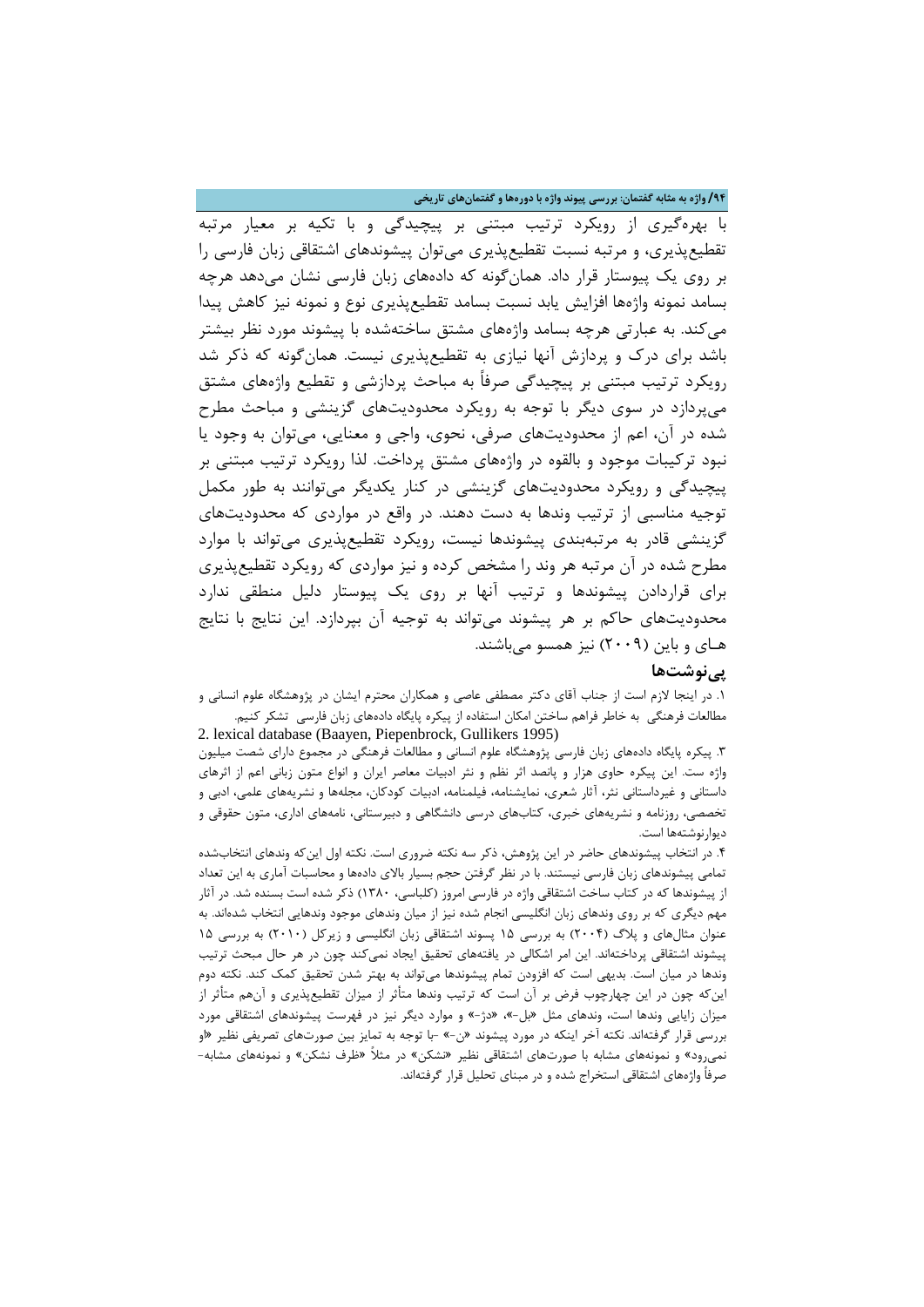با بهره‌گیری از رویکرد ترتیب مبتنی بر پیچیدگی و با تکیه بر معیار مرتبه تقطیع‌پذیری، و مرتبه نسبت تقطیع‌پذیری می‌توان پیشوندهای اشتقاقی زبان فارسی را بر روی یک پیوستار قرار داد. همان‌گونه که داده‌های زبان فارسی نشان می‌دهد هرچه بسامد نمونه واژه‌ها افزایش یابد نسبت بسامد تقطیع‌پذیری نوع و نمونه نیز کاهش پیدا می‌کند. به عبارتی هرچه بسامد واژه‌های مشتق ساخته‌شده با پیشوند مورد نظر بیشتر باشد برای درک و پردازش آنها نیازی به تقطیع‌پذیری نیست. همان‌گونه که ذکر شد رویکرد ترتیب مبتنی بر پیچیدگی صرفاً به مباحث پردازشی و تقطیع واژه‌های مشتق می‌پردازد در سوی دیگر با توجه به رویکرد محدودیت‌های گزینشی و مباحث مطرح شده در آن، اعم از محدودیت‌های صرفی، نحوی، واجی و معنایی، می‌توان به وجود یا نبود ترکیبات موجود و بالقوه در واژه‌های مشتق پرداخت. لذا رویکرد ترتیب مبتنی بر پیچیدگی و رویکرد محدودیت‌های گزینشی در کنار یکدیگر می‌توانند به طور مکمل توجیه مناسبی از ترتیب وندها به دست دهند. در واقع در مواردی که محدودیت‌های گزینشی قادر به مرتبه‌بندی پیشوندها نیست، رویکرد تقطیع‌پذیری می‌تواند با موارد مطرح شده در آن مرتبه هر وند را مشخص کرده و نیز مواردی که رویکرد تقطیع‌پذیری برای قراردادن پیشوندها و ترتیب آنها بر روی یک پیوستار دلیل منطقی ندارد محدودیت‌های حاکم بر هر پیشوند می‌تواند به توجیه آن بپردازد. این نتایج با نتایج هـای و باین (۲۰۰۹) نیز همسو می‌باشند.

## پی‌نوشت‌ها

۱. در اینجا لازم است از جناب آقای دکتر مصطفی عاصی و همکاران محترم ایشان در پژوهشگاه علوم انسانی و مطالعات فرهنگی به خاطر فراهم ساختن امکان استفاده از پیکره پایگاه داده‌های زبان فارسی تشکر کنیم.

2. lexical database (Baayen, Piepenbrock, Gullikers 1995)

۳. پیکره پایگاه داده‌های زبان فارسی پژوهشگاه علوم انسانی و مطالعات فرهنگی در مجموع دارای شصت میلیون واژه ست. این پیکره حاوی هزار و پانصد اثر نظم و نثر ادبیات معاصر ایران و انواع متون زبانی اعم از اثرهای داستانی و غیرداستانی نثر، آثار شعری، نمایشنامه، فیلمنامه، ادبیات کودکان، مجله‌ها و نشریه‌های علمی، ادبی و تخصصی، روزنامه و نشریه‌های خبری، کتاب‌های درسی دانشگاهی و دبیرستانی، نامه‌های اداری، متون حقوقی و دیوارنوشته‌ها است.

۴. در انتخاب پیشوندهای حاضر در این پژوهش، ذکر سه نکته ضروری است. نکته اول این‌که وندهای انتخاب‌شده تمامی پیشوندهای زبان فارسی نیستند. با در نظر گرفتن حجم بسیار بالای داده‌ها و محاسبات آماری به این تعداد از پیشوندها که در کتاب ساخت اشتقاقی واژه در فارسی امروز (کلباسی، ۱۳۸۰) ذکر شده است بسنده شد. در آثار مهم دیگری که بر روی وندهای زبان انگلیسی انجام شده نیز از میان وندهای موجود وندهایی انتخاب شده‌اند. به عنوان مثال‌های و پلاگ (۲۰۰۴) به بررسی ۱۵ پسوند اشتقاقی زبان انگلیسی و زیرکل (۲۰۱۰) به بررسی ۱۵ پیشوند اشتقاقی پرداخته‌اند. این امر اشکالی در یافته‌های تحقیق ایجاد نمی‌کند چون در حال مبحث ترتیب وندها در میان است. بدیهی است که افزودن تمام پیشوندها می‌تواند به بهتر شدن تحقیق کمک کند. نکته دوم این‌که چون در این چهارچوب فرض بر آن است که ترتیب وندها متأثر از میزان تقطیع‌پذیری و آن‌هم متأثر از میزان زایایی وندها است، وندهای مثل «بل-»، «دژ-» و موارد دیگر نیز در فهرست پیشوندهای اشتقاقی مورد بررسی قرار گرفته‌اند. نکته آخر اینکه در مورد پیشوند «ن-» -با توجه به تمایز بین صورت‌های تصریفی نظیر «او نمی‌رود» و نمونه‌های مشابه با صورت‌های اشتقاقی نظیر «نشکن» در مثلاً «ظرف نشکن» و نمونه‌های مشابه- صرفاً واژه‌های اشتقاقی استخراج شده و در مبنای تحلیل قرار گرفته‌اند.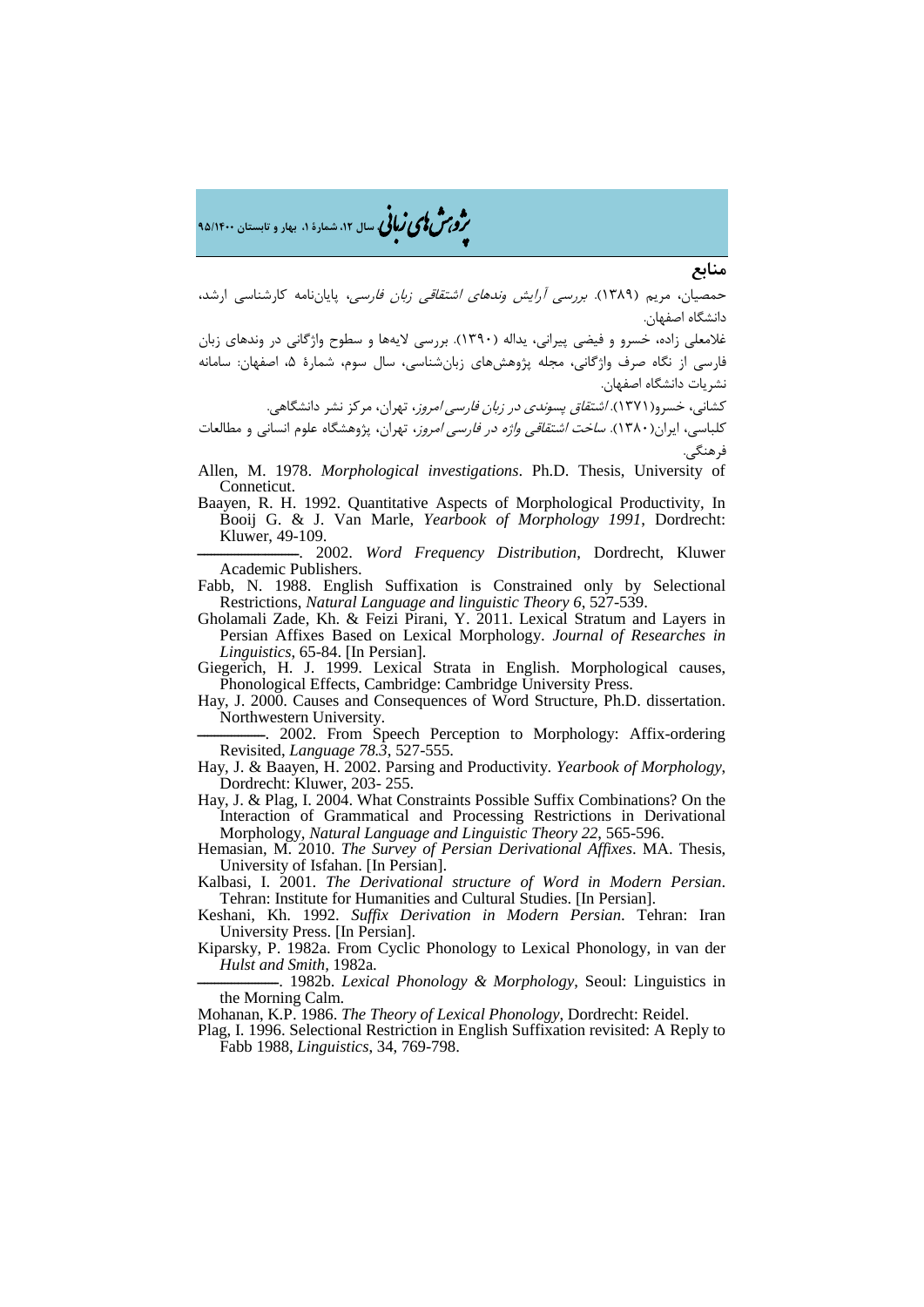## منابع

حمصیان، مریم (۱۳۸۹). *بررسی آرایش وندهای اشتقاقی زبان فارسی*، پایان‌نامه کارشناسی ارشد، دانشگاه اصفهان.

غلامعلی زاده، خسرو و فیضی پیرانی، یداله (۱۳۹۰). بررسی لایه‌ها و سطوح واژگانی در وندهای زبان فارسی از نگاه صرف واژگانی، مجله پژوهش‌های زبان‌شناسی، سال سوم، شمارهٔ ۵، اصفهان: سامانه نشریات دانشگاه اصفهان.

کشانی، خسرو(۱۳۷۱). *اشتقاق پسوندی در زبان فارسی امروز*، تهران، مرکز نشر دانشگاهی.

کلباسی، ایران(۱۳۸۰). *ساخت اشتقاقی واژه در فارسی امروز*، تهران، پژوهشگاه علوم انسانی و مطالعات فرهنگی.

Allen, M. 1978. *Morphological investigations*. Ph.D. Thesis, University of Conneticut.

Baayen, R. H. 1992. Quantitative Aspects of Morphological Productivity, In Booij G. & J. Van Marle, *Yearbook of Morphology 1991*, Dordrecht: Kluwer, 49-109.

——————. 2002. *Word Frequency Distribution*, Dordrecht, Kluwer Academic Publishers.

Fabb, N. 1988. English Suffixation is Constrained only by Selectional Restrictions, *Natural Language and linguistic Theory 6*, 527-539.

Gholamali Zade, Kh. & Feizi Pirani, Y. 2011. Lexical Stratum and Layers in Persian Affixes Based on Lexical Morphology. *Journal of Researches in Linguistics*, 65-84. [In Persian].

Giegerich, H. J. 1999. Lexical Strata in English. Morphological causes, Phonological Effects, Cambridge: Cambridge University Press.

Hay, J. 2000. Causes and Consequences of Word Structure, Ph.D. dissertation. Northwestern University.

————. 2002. From Speech Perception to Morphology: Affix-ordering Revisited, *Language 78.3*, 527-555.

Hay, J. & Baayen, H. 2002. Parsing and Productivity. *Yearbook of Morphology*, Dordrecht: Kluwer, 203- 255.

Hay, J. & Plag, I. 2004. What Constraints Possible Suffix Combinations? On the Interaction of Grammatical and Processing Restrictions in Derivational Morphology, *Natural Language and Linguistic Theory 22*, 565-596.

Hemasian, M. 2010. *The Survey of Persian Derivational Affixes*. MA. Thesis, University of Isfahan. [In Persian].

Kalbasi, I. 2001. *The Derivational structure of Word in Modern Persian*. Tehran: Institute for Humanities and Cultural Studies. [In Persian].

Keshani, Kh. 1992. *Suffix Derivation in Modern Persian*. Tehran: Iran University Press. [In Persian].

Kiparsky, P. 1982a. From Cyclic Phonology to Lexical Phonology, in van der *Hulst and Smith*, 1982a.

————. 1982b. *Lexical Phonology & Morphology*, Seoul: Linguistics in the Morning Calm.

Mohanan, K.P. 1986. *The Theory of Lexical Phonology*, Dordrecht: Reidel.

Plag, I. 1996. Selectional Restriction in English Suffixation revisited: A Reply to Fabb 1988, *Linguistics*, 34, 769-798.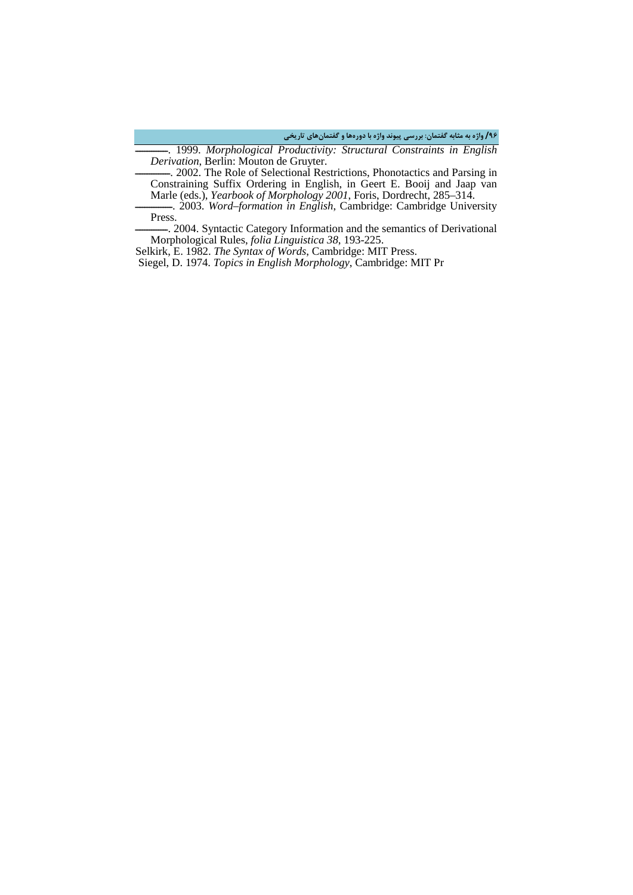———. 1999. *Morphological Productivity: Structural Constraints in English Derivation*, Berlin: Mouton de Gruyter.

———. 2002. The Role of Selectional Restrictions, Phonotactics and Parsing in Constraining Suffix Ordering in English, in Geert E. Booij and Jaap van Marle (eds.), *Yearbook of Morphology 2001*, Foris, Dordrecht, 285–314.

———. 2003. *Word–formation in English*, Cambridge: Cambridge University Press.

———. 2004. Syntactic Category Information and the semantics of Derivational Morphological Rules, *folia Linguistica 38*, 193-225.

Selkirk, E. 1982. *The Syntax of Words*, Cambridge: MIT Press.

Siegel, D. 1974. *Topics in English Morphology*, Cambridge: MIT Pr